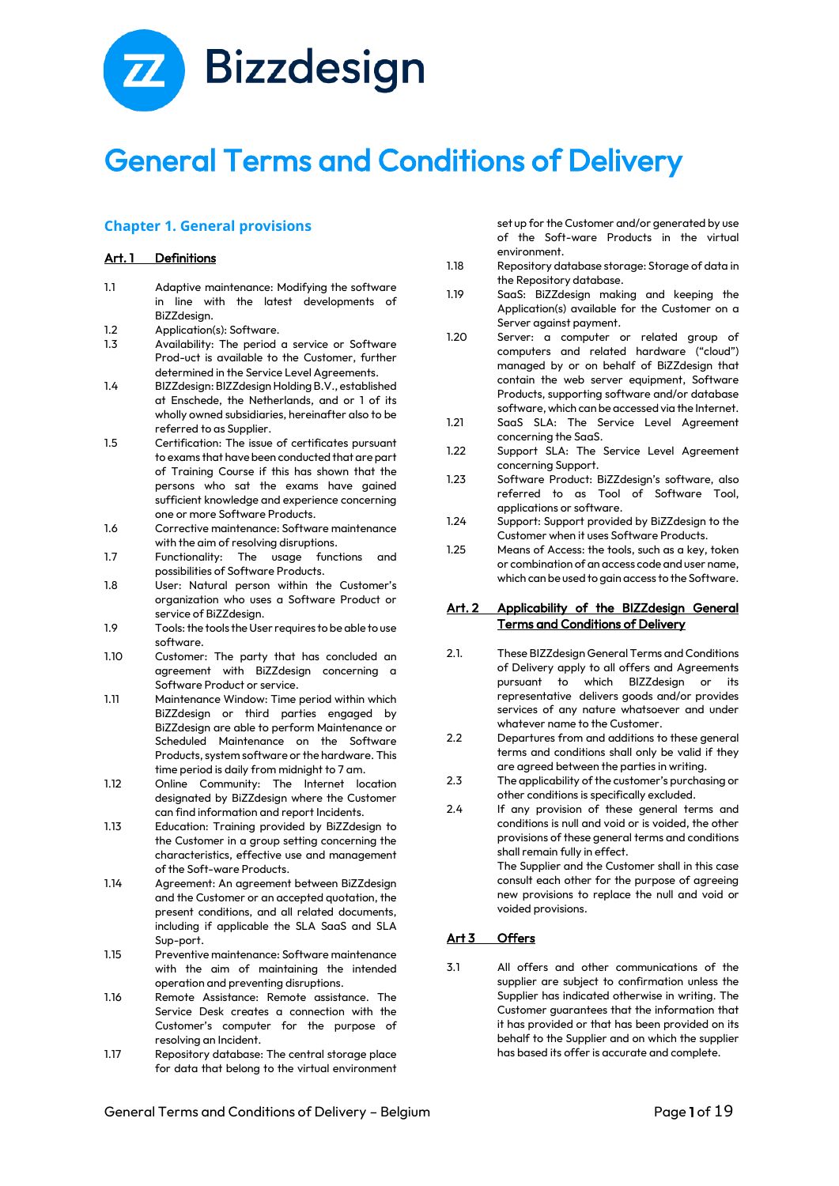Bizzdesign

# General Terms and Conditions of Delivery

## Chapter 1. General provisions

### Art. 1 Definitions

1.1 Adaptive maintenance: Modifying the software in line with the latest developments of BiZZdesign.

1.2 Application(s): Software.

1.3 Availability: The period a service or Software Prod-uct is available to the Customer, further determined in the Service Level Agreements.

1.4 BIZZdesign: BIZZdesign Holding B.V., established at Enschede, the Netherlands, and or 1 of its wholly owned subsidiaries, hereinafter also to be referred to as Supplier.

1.5 Certification: The issue of certificates pursuant to exams that have been conducted that are part of Training Course if this has shown that the persons who sat the exams have gained sufficient knowledge and experience concerning one or more Software Products.

1.6 Corrective maintenance: Software maintenance with the aim of resolving disruptions.

1.7 Functionality: The usage functions and possibilities of Software Products.

1.8 User: Natural person within the Customer's organization who uses a Software Product or service of BiZZdesign.

1.9 Tools: the tools the User requires to be able to use software.

1.10 Customer: The party that has concluded an agreement with BiZZdesign concerning a Software Product or service.

1.11 Maintenance Window: Time period within which BiZZdesign or third parties engaged by BiZZdesign are able to perform Maintenance or Scheduled Maintenance on the Software Products, system software or the hardware. This time period is daily from midnight to 7 am.

1.12 Online Community: The Internet location designated by BiZZdesign where the Customer can find information and report Incidents.

1.13 Education: Training provided by BiZZdesign to the Customer in a group setting concerning the characteristics, effective use and management of the Soft-ware Products.

1.14 Agreement: An agreement between BiZZdesign and the Customer or an accepted quotation, the present conditions, and all related documents, including if applicable the SLA SaaS and SLA Sup-port.

1.15 Preventive maintenance: Software maintenance with the aim of maintaining the intended operation and preventing disruptions.

1.16 Remote Assistance: Remote assistance. The Service Desk creates a connection with the Customer's computer for the purpose of resolving an Incident.

1.17 Repository database: The central storage place for data that belong to the virtual environment set up for the Customer and/or generated by use of the Soft-ware Products in the virtual environment.

1.18 Repository database storage: Storage of data in the Repository database.

1.19 SaaS: BiZZdesign making and keeping the Application(s) available for the Customer on a Server against payment.

1.20 Server: a computer or related group of computers and related hardware ("cloud") managed by or on behalf of BiZZdesign that contain the web server equipment, Software Products, supporting software and/or database software, which can be accessed via the Internet.

1.21 SaaS SLA: The Service Level Agreement concerning the SaaS.

1.22 Support SLA: The Service Level Agreement concerning Support.

1.23 Software Product: BiZZdesign's software, also referred to as Software Tool, applications or software.

1.24 Support: Support provided by BiZZdesign to the Customer when it uses Software Products.

1.25 Means of Access: the tools, such as a key, token or combination of an access code and user name, which can be used to gain access to the Software.

### Art. 2 Applicability of the BIZZdesign General Terms and Conditions of Delivery

2.1. These BIZZdesign General Terms and Conditions of Delivery apply to all offers and Agreements pursuant to which BIZZdesign or its representative delivers goods and/or provides services of any nature whatsoever and under whatever name to the Customer.

2.2 Departures from and additions to these general terms and conditions shall only be valid if they are agreed between the parties in writing.

2.3 The applicability of the customer's purchasing or other conditions is specifically excluded.

2.4 If any provision of these general terms and conditions is null and void or is voided, the other provisions of these general terms and conditions shall remain fully in effect.
The Supplier and the Customer shall in this case consult each other for the purpose of agreeing new provisions to replace the null and void or voided provisions.

### Art 3 Offers

3.1 All offers and other communications of the supplier are subject to confirmation unless the Supplier has indicated otherwise in writing. The Customer guarantees that the information that it has provided or that has been provided on its behalf to the Supplier and on which the supplier has based its offer is accurate and complete.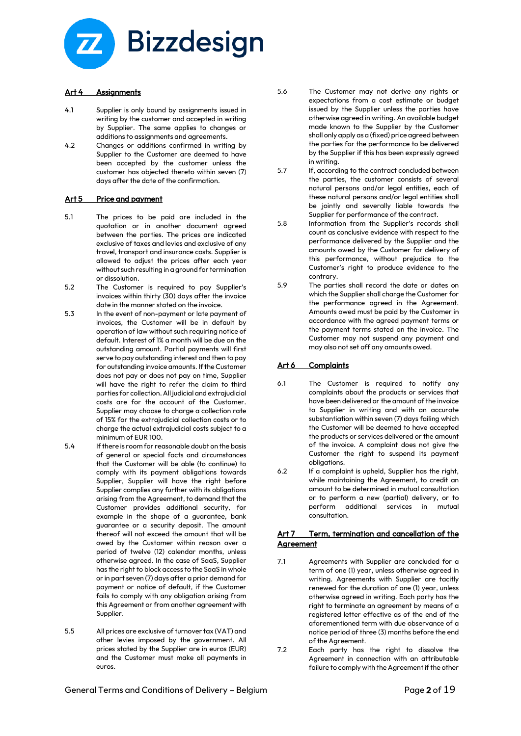## Art 4 Assignments

4.1 Supplier is only bound by assignments issued in writing by the customer and accepted in writing by Supplier. The same applies to changes or additions to assignments and agreements.

4.2 Changes or additions confirmed in writing by Supplier to the Customer are deemed to have been accepted by the customer unless the customer has objected thereto within seven (7) days after the date of the confirmation.

## Art 5 Price and payment

5.1 The prices to be paid are included in the quotation or in another document agreed between the parties. The prices are indicated exclusive of taxes and levies and exclusive of any travel, transport and insurance costs. Supplier is allowed to adjust the prices after each year without such resulting in a ground for termination or dissolution.

5.2 The Customer is required to pay Supplier's invoices within thirty (30) days after the invoice date in the manner stated on the invoice.

5.3 In the event of non-payment or late payment of invoices, the Customer will be in default by operation of law without such requiring notice of default. Interest of 1% a month will be due on the outstanding amount. Partial payments will first serve to pay outstanding interest and then to pay for outstanding invoice amounts. If the Customer does not pay or does not pay on time, Supplier will have the right to refer the claim to third parties for collection. All judicial and extrajudicial costs are for the account of the Customer. Supplier may choose to charge a collection rate of 15% for the extrajudicial collection costs or to charge the actual extrajudicial costs subject to a minimum of EUR 100.

5.4 If there is room for reasonable doubt on the basis of general or special facts and circumstances that the Customer will be able (to continue) to comply with its payment obligations towards Supplier, Supplier will have the right before Supplier complies any further with its obligations arising from the Agreement, to demand that the Customer provides additional security, for example in the shape of a guarantee, bank guarantee or a security deposit. The amount thereof will not exceed the amount that will be owed by the Customer within reason over a period of twelve (12) calendar months, unless otherwise agreed. In the case of SaaS, Supplier has the right to block access to the SaaS in whole or in part seven (7) days after a prior demand for payment or notice of default, if the Customer fails to comply with any obligation arising from this Agreement or from another agreement with Supplier.

5.5 All prices are exclusive of turnover tax (VAT) and other levies imposed by the government. All prices stated by the Supplier are in euros (EUR) and the Customer must make all payments in euros.

5.6 The Customer may not derive any rights or expectations from a cost estimate or budget issued by the Supplier unless the parties have otherwise agreed in writing. An available budget made known to the Supplier by the Customer shall only apply as a (fixed) price agreed between the parties for the performance to be delivered by the Supplier if this has been expressly agreed in writing.

5.7 If, according to the contract concluded between the parties, the customer consists of several natural persons and/or legal entities, each of these natural persons and/or legal entities shall be jointly and severally liable towards the Supplier for performance of the contract.

5.8 Information from the Supplier's records shall count as conclusive evidence with respect to the performance delivered by the Supplier and the amounts owed by the Customer for delivery of this performance, without prejudice to the Customer's right to produce evidence to the contrary.

5.9 The parties shall record the date or dates on which the Supplier shall charge the Customer for the performance agreed in the Agreement. Amounts owed must be paid by the Customer in accordance with the agreed payment terms or the payment terms stated on the invoice. The Customer may not suspend any payment and may also not set off any amounts owed.

## Art 6 Complaints

6.1 The Customer is required to notify any complaints about the products or services that have been delivered or the amount of the invoice to Supplier in writing and with an accurate substantiation within seven (7) days failing which the Customer will be deemed to have accepted the products or services delivered or the amount of the invoice. A complaint does not give the Customer the right to suspend its payment obligations.

6.2 If a complaint is upheld, Supplier has the right, while maintaining the Agreement, to credit an amount to be determined in mutual consultation or to perform a new (partial) delivery, or to perform additional services in mutual consultation.

## Art 7 Term, termination and cancellation of the Agreement

7.1 Agreements with Supplier are concluded for a term of one (1) year, unless otherwise agreed in writing. Agreements with Supplier are tacitly renewed for the duration of one (1) year, unless otherwise agreed in writing. Each party has the right to terminate an agreement by means of a registered letter effective as of the end of the aforementioned term with due observance of a notice period of three (3) months before the end of the Agreement.

7.2 Each party has the right to dissolve the Agreement in connection with an attributable failure to comply with the Agreement if the other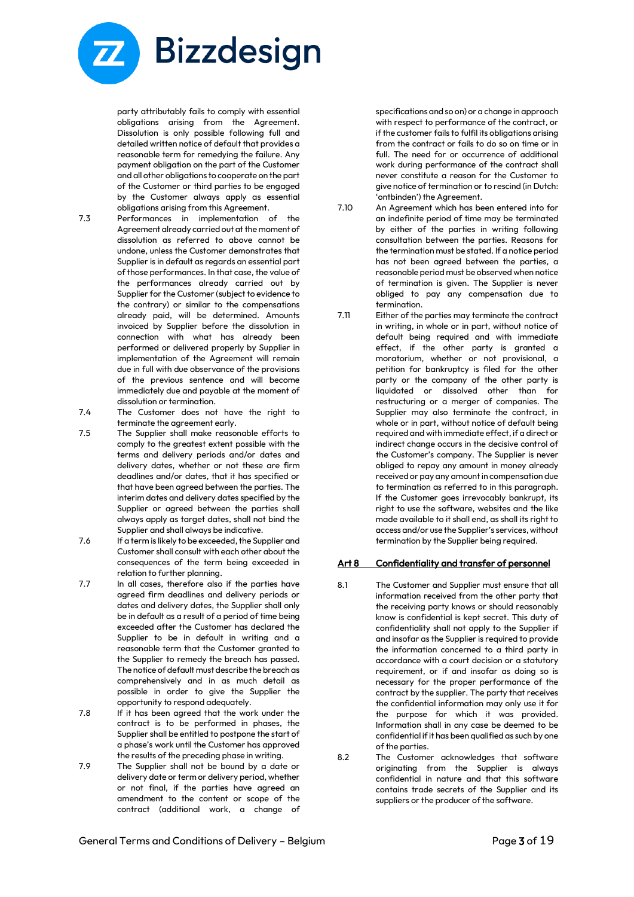party attributably fails to comply with essential obligations arising from the Agreement. Dissolution is only possible following full and detailed written notice of default that provides a reasonable term for remedying the failure. Any payment obligation on the part of the Customer and all other obligations to cooperate on the part of the Customer or third parties to be engaged by the Customer always apply as essential obligations arising from this Agreement.

7.3 Performances in implementation of the Agreement already carried out at the moment of dissolution as referred to above cannot be undone, unless the Customer demonstrates that Supplier is in default as regards an essential part of those performances. In that case, the value of the performances already carried out by Supplier for the Customer (subject to evidence to the contrary) or similar to the compensations already paid, will be determined. Amounts invoiced by Supplier before the dissolution in connection with what has already been performed or delivered properly by Supplier in implementation of the Agreement will remain due in full with due observance of the provisions of the previous sentence and will become immediately due and payable at the moment of dissolution or termination.

7.4 The Customer does not have the right to terminate the agreement early.

7.5 The Supplier shall make reasonable efforts to comply to the greatest extent possible with the terms and delivery periods and/or dates and delivery dates, whether or not these are firm deadlines and/or dates, that it has specified or that have been agreed between the parties. The interim dates and delivery dates specified by the Supplier or agreed between the parties shall always apply as target dates, shall not bind the Supplier and shall always be indicative.

7.6 If a term is likely to be exceeded, the Supplier and Customer shall consult with each other about the consequences of the term being exceeded in relation to further planning.

7.7 In all cases, therefore also if the parties have agreed firm deadlines and delivery periods or dates and delivery dates, the Supplier shall only be in default as a result of a period of time being exceeded after the Customer has declared the Supplier to be in default in writing and a reasonable term that the Customer granted to the Supplier to remedy the breach has passed. The notice of default must describe the breach as comprehensively and in as much detail as possible in order to give the Supplier the opportunity to respond adequately.

7.8 If it has been agreed that the work under the contract is to be performed in phases, the Supplier shall be entitled to postpone the start of a phase's work until the Customer has approved the results of the preceding phase in writing.

7.9 The Supplier shall not be bound by a date or delivery date or term or delivery period, whether or not final, if the parties have agreed an amendment to the content or scope of the contract (additional work, a change of specifications and so on) or a change in approach with respect to performance of the contract, or if the customer fails to fulfil its obligations arising from the contract or fails to do so on time or in full. The need for or occurrence of additional work during performance of the contract shall never constitute a reason for the Customer to rescind (in Dutch: 'ontbinden') the Agreement.

7.10 An Agreement which has been entered into for an indefinite period of time may be terminated by either of the parties in writing following consultation between the parties. Reasons for the termination must be stated. If a notice period has not been agreed between the parties, a reasonable period must be observed when notice of termination is given. The Supplier is never obliged to pay any compensation due to termination.

7.11 Either of the parties may terminate the contract in writing, in whole or in part, without notice of default being required and with immediate effect, if the other party is granted a moratorium, whether or not provisional, a petition for bankruptcy is filed for the other party or the company of the other party is liquidated or dissolved other than for restructuring or a merger of companies. The Supplier may also terminate the contract, in whole or in part, without notice of default being required and with immediate effect, if a direct or indirect change occurs in the decisive control of the Customer's company. The Supplier is never obliged to repay any amount in money already received or pay any amount in compensation due to termination as referred to in this paragraph. If the Customer goes irrevocably bankrupt, its right to use the software, websites and the like made available to it shall end, as shall its right to access and/or use the Supplier's services, without termination by the Supplier being required.

## Art 8 Confidentiality and transfer of personnel

8.1 The Customer and Supplier must ensure that all information received from the other party that the receiving party knows or should reasonably know is confidential is kept secret. This duty of confidentiality shall not apply to the Supplier if and insofar as the Supplier is required to provide the information concerned to a third party in accordance with a court decision or a statutory requirement, or if and insofar as doing so is necessary for the proper performance of the contract by the supplier. The party that receives the confidential information may only use it for the purpose for which it was provided. Information shall in any case be deemed to be confidential if it has been qualified as such by one of the parties.

8.2 The Customer acknowledges that software originating from the Supplier is always confidential in nature and that this software contains trade secrets of the Supplier and its suppliers or the producer of the software.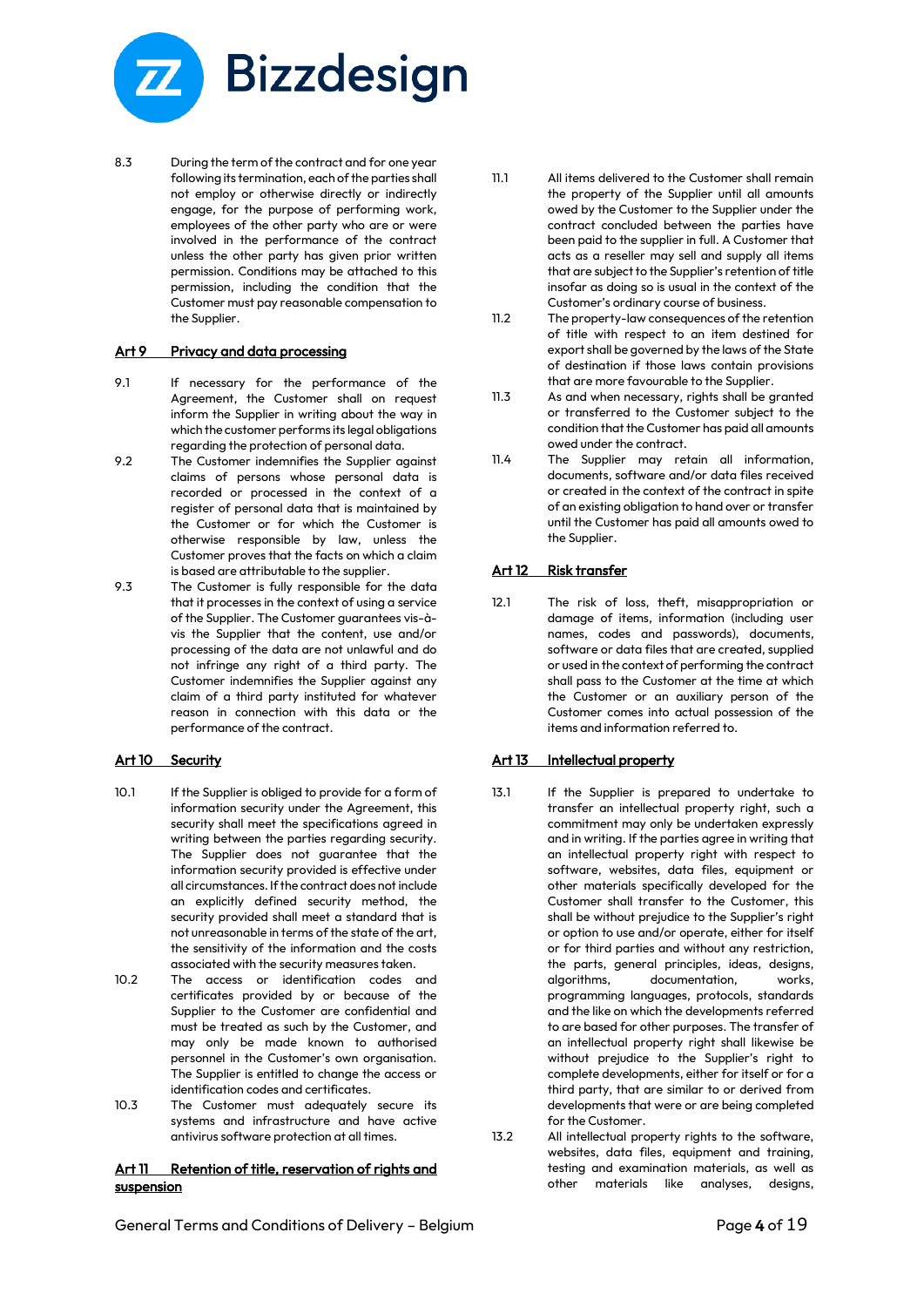8.3 During the term of the contract and for one year following its termination, each of the parties shall not employ or otherwise directly or indirectly engage, for the purpose of performing work, employees of the other party who are or were involved in the performance of the contract unless the other party has given prior written permission. Conditions may be attached to this permission, including the condition that the Customer must pay reasonable compensation to the Supplier.

## Art 9 Privacy and data processing

9.1 If necessary for the performance of the Agreement, the Customer shall on request inform the Supplier in writing about the way in which the customer performs its legal obligations regarding the protection of personal data.

9.2 The Customer indemnifies the Supplier against claims of persons whose personal data is recorded or processed in the context of a register of personal data that is maintained by the Customer or for which the Customer is otherwise responsible by law, unless the Customer proves that the facts on which a claim is based are attributable to the supplier.

9.3 The Customer is fully responsible for the data that it processes in the context of using a service of the Supplier. The Customer guarantees vis-à-vis the Supplier that the content, use and/or processing of the data are not unlawful and do not infringe any right of a third party. The Customer indemnifies the Supplier against any claim of a third party instituted for whatever reason in connection with this data or the performance of the contract.

## Art 10 Security

10.1 If the Supplier is obliged to provide for a form of information security under the Agreement, this security shall meet the specifications agreed in writing between the parties regarding security. The Supplier does not guarantee that the information security provided is effective under all circumstances. If the contract does not include an explicitly defined security method, the security provided shall meet a standard that is not unreasonable in terms of the state of the art, the sensitivity of the information and the costs associated with the security measures taken.

10.2 The access or identification codes and certificates provided by or because of the Supplier to the Customer are confidential and must be treated as such by the Customer, and may only be made known to authorised personnel in the Customer's own organisation. The Supplier is entitled to change the access or identification codes and certificates.

10.3 The Customer must adequately secure its systems and infrastructure and have active antivirus software protection at all times.

## Art 11 Retention of title, reservation of rights and suspension

11.1 All items delivered to the Customer shall remain the property of the Supplier until all amounts owed by the Customer to the Supplier under the contract concluded between the parties have been paid to the supplier in full. A Customer that acts as a reseller may sell and supply all items that are subject to the Supplier's retention of title insofar as doing so is usual in the context of the Customer's ordinary course of business.

11.2 The property-law consequences of the retention of title with respect to an item destined for export shall be governed by the laws of the State of destination if those laws contain provisions that are more favourable to the Supplier.

11.3 As and when necessary, rights shall be granted or transferred to the Customer subject to the condition that the Customer has paid all amounts owed under the contract.

11.4 The Supplier may retain all information, documents, software and/or data files received or created in the context of an existing obligation to hand over or transfer until the Customer has paid all amounts owed to the Supplier.

## Art 12 Risk transfer

12.1 The risk of loss, theft, misappropriation or damage of items, information (including user names, codes and passwords), documents, software or data files that are created, supplied or used in the context of performing the contract shall pass to the Customer at the time at which the Customer or an auxiliary person of the Customer comes into actual possession of the items and information referred to.

## Art 13 Intellectual property

13.1 If the Supplier is prepared to undertake to transfer an intellectual property right, such a commitment may only be undertaken expressly and in writing. If the parties agree in writing that an intellectual property right with respect to software, websites, data files, equipment or other materials specifically developed for the Customer shall transfer to the Customer, this shall be without prejudice to the Supplier's right or option to use and/or operate, either for itself or for third parties and without any restriction, the parts, general principles, ideas, designs, algorithms, documentation, works, programming languages, protocols, standards and the like on which the developments referred to are based for other purposes. The transfer of an intellectual property right shall likewise be without prejudice to the Supplier's right to complete developments, either for itself or for a third party, that are similar to or derived from developments that were or are being completed for the Customer.

13.2 All intellectual property rights to the software, websites, data files, equipment and training, testing and examination materials, as well as other materials like analyses, designs,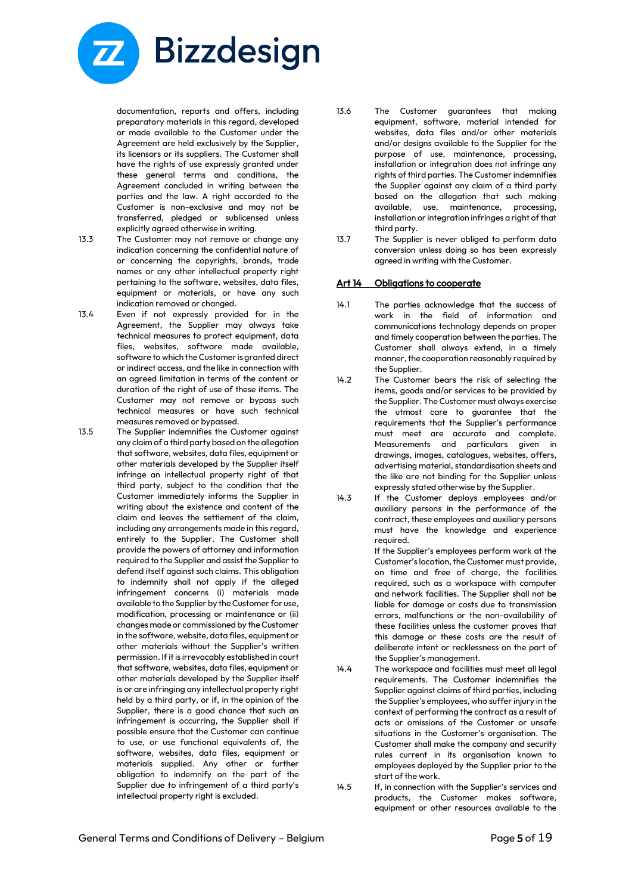documentation, reports and offers, including preparatory materials in this regard, developed or made available to the Customer under the Agreement are held exclusively by the Supplier, its licensors or its suppliers. The Customer shall have the rights of use expressly granted under these general terms and conditions, the Agreement concluded in writing between the parties and the law. A right accorded to the Customer is non-exclusive and may not be transferred, pledged or sublicensed unless explicitly agreed otherwise in writing.

13.3 The Customer may not remove or change any indication concerning the confidential nature of or concerning the copyrights, brands, trade names or any other intellectual property right pertaining to the software, websites, data files, equipment or materials, or have any such indication removed or changed.

13.4 Even if not expressly provided for in the Agreement, the Supplier may always take technical measures to protect equipment, data files, websites, software made available, software to which the Customer is granted direct or indirect access, and the like in connection with an agreed limitation in terms of the content or duration of the right of use of these items. The Customer may not remove or bypass such technical measures or have such technical measures removed or bypassed.

13.5 The Supplier indemnifies the Customer against any claim of a third party based on the allegation that software, websites, data files, equipment or other materials developed by the Supplier itself infringe an intellectual property right of that third party, subject to the condition that the Customer immediately informs the Supplier in writing about the existence and content of the claim and leaves the settlement of the claim, including any arrangements made in this regard, entirely to the Supplier. The Customer shall provide the powers of attorney and information required to the Supplier and assist the Supplier to defend itself against such claims. This obligation to indemnity shall not apply if the alleged infringement concerns (i) materials made available to the Supplier by the Customer for use, modification, processing or maintenance or (ii) changes made or commissioned by the Customer in the software, website, data files, equipment or other materials without the Supplier's written permission. If it is irrevocably established in court that software, websites, data files, equipment or other materials developed by the Supplier itself is or are infringing any intellectual property right held by a third party, or if, in the opinion of the Supplier, there is a good chance that such an infringement is occurring, the Supplier shall if possible ensure that the Customer can continue to use, or use functional equivalents of, the software, websites, data files, equipment or materials supplied. Any other or further obligation to indemnify on the part of the Supplier due to infringement of a third party's intellectual property right is excluded.

13.6 The Customer guarantees that making equipment, software, material intended for websites, data files and/or other materials and/or designs available to the Supplier for the purpose of use, maintenance, processing, installation or integration does not infringe any rights of third parties. The Customer indemnifies the Supplier against any claim of a third party based on the allegation that such making available, use, maintenance, processing, installation or integration infringes a right of that third party.

13.7 The Supplier is never obliged to perform data conversion unless doing so has been expressly agreed in writing with the Customer.

## Art 14 Obligations to cooperate

14.1 The parties acknowledge that the success of work in the field of information and communications technology depends on proper and timely cooperation between the parties. The Customer shall always extend, in a timely manner, the cooperation reasonably required by the Supplier.

14.2 The Customer bears the risk of selecting the items, goods and/or services to be provided by the Supplier. The Customer must always exercise the utmost care to guarantee that the requirements that the Supplier's performance must meet are accurate and complete. Measurements and particulars given in drawings, images, catalogues, websites, offers, advertising material, standardisation sheets and the like are not binding for the Supplier unless expressly stated otherwise by the Supplier.

14.3 If the Customer deploys employees and/or auxiliary persons in the performance of the contract, these employees and auxiliary persons must have the knowledge and experience required.
If the Supplier's employees perform work at the Customer's location, the Customer must provide, on time and free of charge, the facilities required, such as a workspace with computer and network facilities. The Supplier shall not be liable for damage or costs due to transmission errors, malfunctions or the non-availability of these facilities unless the customer proves that this damage or these costs are the result of deliberate intent or recklessness on the part of the Supplier's management.

14.4 The workspace and facilities must meet all legal requirements. The Customer indemnifies the Supplier against claims of third parties, including the Supplier's employees, who suffer injury in the context of performing the contract as a result of acts or omissions of the Customer or unsafe situations in the Customer's organisation. The Customer shall make the company and security rules current in its organisation known to employees deployed by the Supplier prior to the start of the work.

14.5 If, in connection with the Supplier's services and products, the Customer makes software, equipment or other resources available to the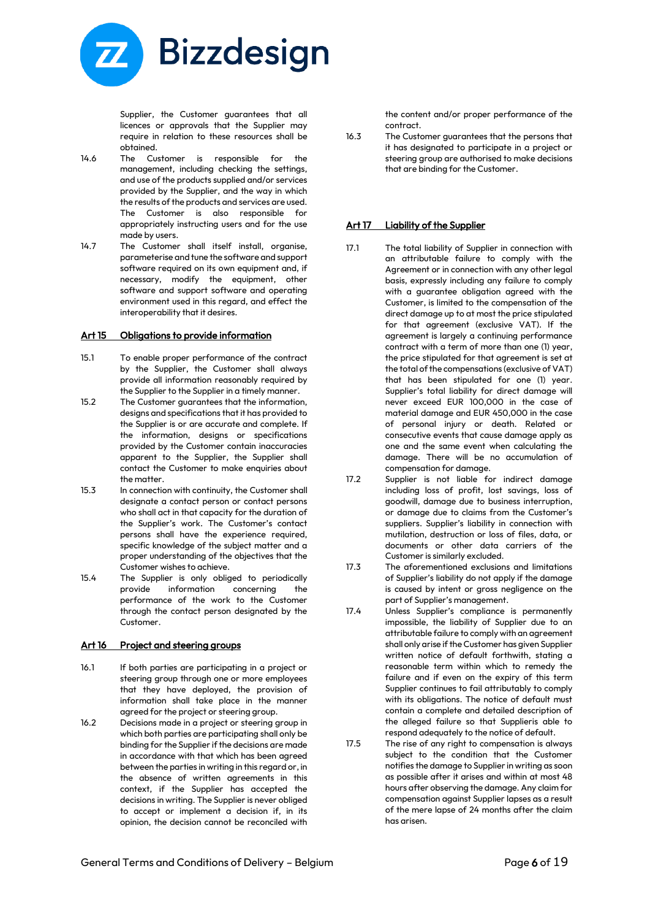Supplier, the Customer guarantees that all licences or approvals that the Supplier may require in relation to these resources shall be obtained.

14.6 The Customer is responsible for the management, including checking the settings, and use of the products supplied and/or services provided by the Supplier, and the way in which the results of the products and services are used. The Customer is also responsible for appropriately instructing users and for the use made by users.

14.7 The Customer shall itself install, organise, parameterise and tune the software and support software required on its own equipment and, if necessary, modify the equipment, other software and support software and operating environment used in this regard, and effect the interoperability that it desires.

## Art 15 Obligations to provide information

15.1 To enable proper performance of the contract by the Supplier, the Customer shall always provide all information reasonably required by the Supplier to the Supplier in a timely manner.

15.2 The Customer guarantees that the information, designs and specifications that it has provided to the Supplier is or are accurate and complete. If the information, designs or specifications provided by the Customer contain inaccuracies apparent to the Supplier, the Supplier shall contact the Customer to make enquiries about the matter.

15.3 In connection with continuity, the Customer shall designate a contact person or contact persons who shall act in that capacity for the duration of the Supplier's work. The Customer's contact persons shall have the experience required, specific knowledge of the subject matter and a proper understanding of the objectives that the Customer wishes to achieve.

15.4 The Supplier is only obliged to periodically provide information concerning the performance of the work to the Customer through the contact person designated by the Customer.

## Art 16 Project and steering groups

16.1 If both parties are participating in a project or steering group through one or more employees that they have deployed, the provision of information shall take place in the manner agreed for the project or steering group.

16.2 Decisions made in a project or steering group in which both parties are participating shall only be binding for the Supplier if the decisions are made in accordance with that which has been agreed between the parties in writing in this regard or, in the absence of written agreements in this context, if the Supplier has accepted the decisions in writing. The Supplier is never obliged to accept or implement a decision if, in its opinion, the decision cannot be reconciled with the content and/or proper performance of the contract.

16.3 The Customer guarantees that the persons that it has designated to participate in a project or steering group are authorised to make decisions that are binding for the Customer.

## Art 17 Liability of the Supplier

17.1 The total liability of Supplier in connection with an attributable failure to comply with the Agreement or in connection with any other legal basis, expressly including any failure to comply with a guarantee obligation agreed with the Customer, is limited to the compensation of the direct damage up to at most the price stipulated for that agreement (exclusive VAT). If the agreement is largely a continuing performance contract with a term of more than one (1) year, the price stipulated for that agreement is set at the total of the compensations (exclusive of VAT) that has been stipulated for one (1) year. Supplier's total liability for direct damage will never exceed EUR 100,000 in the case of material damage and EUR 450,000 in the case of personal injury or death. Related or consecutive events that cause damage apply as one and the same event when calculating the damage. There will be no accumulation of compensation for damage.

17.2 Supplier is not liable for indirect damage including loss of profit, lost savings, loss of goodwill, damage due to business interruption, or damage due to claims from the Customer's suppliers. Supplier's liability in connection with mutilation, destruction or loss of files, data, or documents or other data carriers of the Customer is similarly excluded.

17.3 The aforementioned exclusions and limitations of Supplier's liability do not apply if the damage is caused by intent or gross negligence on the part of Supplier's management.

17.4 Unless Supplier's compliance is permanently impossible, the liability of Supplier due to an attributable failure to comply with an agreement shall only arise if the Customer has given Supplier written notice of default forthwith, stating a reasonable term within which to remedy the failure and if even on the expiry of this term Supplier continues to fail attributably to comply with its obligations. The notice of default must contain a complete and detailed description of the alleged failure so that Supplieris able to respond adequately to the notice of default.

17.5 The rise of any right to compensation is always subject to the condition that the Customer notifies the damage to Supplier in writing as soon as possible after it arises and within at most 48 hours after observing the damage. Any claim for compensation against Supplier lapses as a result of the mere lapse of 24 months after the claim has arisen.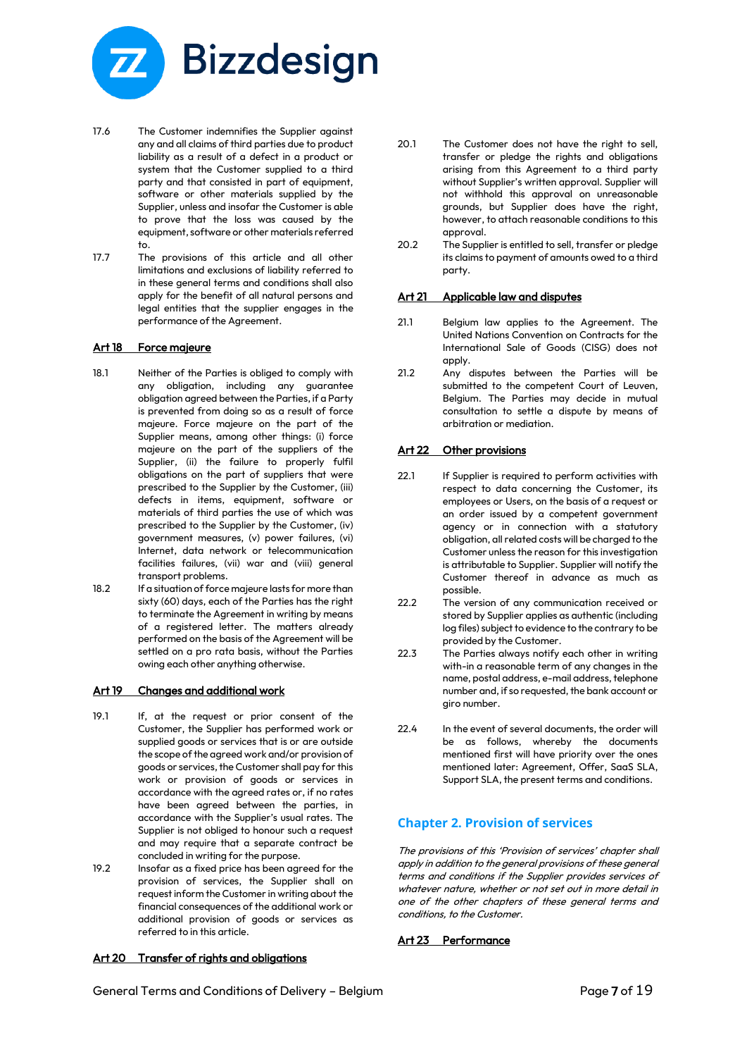17.6 The Customer indemnifies the Supplier against any and all claims of third parties due to product liability as a result of a defect in a product or system that the Customer supplied to a third party and that consisted in part of equipment, software or other materials supplied by the Supplier, unless and insofar the Customer is able to prove that the loss was caused by the equipment, software or other materials referred to.

17.7 The provisions of this article and all other limitations and exclusions of liability referred to in these general terms and conditions shall also apply for the benefit of all natural persons and legal entities that the supplier engages in the performance of the Agreement.

## Art 18 Force majeure

18.1 Neither of the Parties is obliged to comply with any obligation, including any guarantee obligation agreed between the Parties, if a Party is prevented from doing so as a result of force majeure. Force majeure on the part of the Supplier means, among other things: (i) force majeure on the part of the suppliers of the Supplier, (ii) the failure to properly fulfil obligations on the part of suppliers that were prescribed to the Supplier by the Customer, (iii) defects in items, equipment, software or materials of third parties the use of which was prescribed to the Supplier by the Customer, (iv) government measures, (v) power failures, (vi) Internet, data network or telecommunication facilities failures, (vii) war and (viii) general transport problems.

18.2 If a situation of force majeure lasts for more than sixty (60) days, each of the Parties has the right to terminate the Agreement in writing by means of a registered letter. The matters already performed on the basis of the Agreement will be settled on a pro rata basis, without the Parties owing each other anything otherwise.

## Art 19 Changes and additional work

19.1 If, at the request or prior consent of the Customer, the Supplier has performed work or supplied goods or services that is or are outside the scope of the agreed work and/or provision of goods or services, the Customer shall pay for this work or provision of goods or services in accordance with the agreed rates or, if no rates have been agreed between the parties, in accordance with the Supplier's usual rates. The Supplier is not obliged to honour such a request and may require that a separate contract be concluded in writing for the purpose.

19.2 Insofar as a fixed price has been agreed for the provision of services, the Supplier shall on request inform the Customer in writing about the financial consequences of the additional work or additional provision of goods or services as referred to in this article.

## Art 20 Transfer of rights and obligations

20.1 The Customer does not have the right to sell, transfer or pledge the rights and obligations arising from this Agreement to a third party without Supplier's written approval. Supplier will not withhold this approval on unreasonable grounds, but Supplier does have the right, however, to attach reasonable conditions to this approval.

20.2 The Supplier is entitled to sell, transfer or pledge its claims to payment of amounts owed to a third party.

## Art 21 Applicable law and disputes

21.1 Belgium law applies to the Agreement. The United Nations Convention on Contracts for the International Sale of Goods (CISG) does not apply.

21.2 Any disputes between the Parties will be submitted to the competent Court of Leuven, Belgium. The Parties may decide in mutual consultation to settle a dispute by means of arbitration or mediation.

## Art 22 Other provisions

22.1 If Supplier is required to perform activities with respect to data concerning the Customer, its employees or Users, on the basis of a request or an order issued by a competent government agency or in connection with a statutory obligation, all related costs will be charged to the Customer unless the reason for this investigation is attributable to Supplier. Supplier will notify the Customer thereof in advance as much as possible.

22.2 The version of any communication received or stored by Supplier applies as authentic (including log files) subject to evidence to the contrary to be provided by the Customer.

22.3 The Parties always notify each other in writing with-in a reasonable term of any changes in the name, postal address, e-mail address, telephone number and, if so requested, the bank account or giro number.

22.4 In the event of several documents, the order will be as follows, whereby the documents mentioned first will have priority over the ones mentioned later: Agreement, Offer, SaaS SLA, Support SLA, the present terms and conditions.

# Chapter 2. Provision of services

*The provisions of this 'Provision of services' chapter shall apply in addition to the general provisions of these general terms and conditions if the Supplier provides services of whatever nature, whether or not set out in more detail in one of the other chapters of these general terms and conditions, to the Customer.*

## Art 23 Performance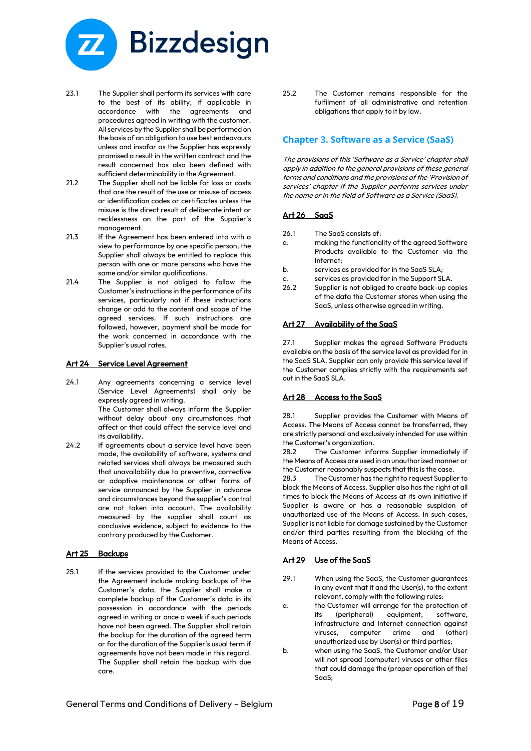23.1 The Supplier shall perform its services with care to the best of its ability, if applicable in accordance with the agreements and procedures agreed in writing with the customer. All services by the Supplier shall be performed on the basis of an obligation to use best endeavours unless and insofar as the Supplier has expressly promised a result in the written contract and the result concerned has also been defined with sufficient determinability in the Agreement.

21.2 The Supplier shall not be liable for loss or costs that are the result of the use or misuse of access or identification codes or certificates unless the misuse is the direct result of deliberate intent or recklessness on the part of the Supplier's management.

21.3 If the Agreement has been entered into with a view to performance by one specific person, the Supplier shall always be entitled to replace this person with one or more persons who have the same and/or similar qualifications.

21.4 The Supplier is not obliged to follow the Customer's instructions in the performance of its services, particularly not if these instructions change or add to the content and scope of the agreed services. If such instructions are followed, however, payment shall be made for the work concerned in accordance with the Supplier's usual rates.

## Art 24 Service Level Agreement

24.1 Any agreements concerning a service level (Service Level Agreements) shall only be expressly agreed in writing.
The Customer shall always inform the Supplier without delay about any circumstances that affect or that could affect the service level and its availability.

24.2 If agreements about a service level have been made, the availability of software, systems and related services shall always be measured such that unavailability due to preventive, corrective or adaptive maintenance or other forms of service announced by the Supplier in advance and circumstances beyond the supplier's control are not taken into account. The availability measured by the supplier shall count as conclusive evidence, subject to evidence to the contrary produced by the Customer.

## Art 25 Backups

25.1 If the services provided to the Customer under the Agreement include making backups of the Customer's data, the Supplier shall make a complete backup of the Customer's data in its possession in accordance with the periods agreed in writing or once a week if such periods have not been agreed. The Supplier shall retain the backup for the duration of the agreed term or for the duration of the Supplier's usual term if agreements have not been made in this regard. The Supplier shall retain the backup with due care.

25.2 The Customer remains responsible for the fulfilment of all administrative and retention obligations that apply to it by law.

# Chapter 3. Software as a Service (SaaS)

*The provisions of this 'Software as a Service' chapter shall apply in addition to the general provisions of these general terms and conditions and the provisions of the 'Provision of services' chapter if the Supplier performs services under the name or in the field of Software as a Service (SaaS).*

## Art 26 SaaS

26.1 The SaaS consists of:

a. making the functionality of the agreed Software Products available to the Customer via the Internet;

b. services as provided for in the SaaS SLA;

c. services as provided for in the Support SLA.

26.2 Supplier is not obliged to create back-up copies of the data the Customer stores when using the SaaS, unless otherwise agreed in writing.

## Art 27 Availability of the SaaS

27.1 Supplier makes the agreed Software Products available on the basis of the service level as provided for in the SaaS SLA. Supplier can only provide this service level if the Customer complies strictly with the requirements set out in the SaaS SLA.

## Art 28 Access to the SaaS

28.1 Supplier provides the Customer with Means of Access. The Means of Access cannot be transferred, they are strictly personal and exclusively intended for use within the Customer's organization.

28.2 The Customer informs Supplier immediately if the Means of Access are used in an unauthorized manner or the Customer reasonably suspects that this is the case.

28.3 The Customer has the right to request Supplier to block the Means of Access. Supplier also has the right at all times to block the Means of Access at its own initiative if Supplier is aware or has a reasonable suspicion of unauthorized use of the Means of Access. In such cases, Supplier is not liable for damage sustained by the Customer and/or third parties resulting from the blocking of the Means of Access.

## Art 29 Use of the SaaS

29.1 When using the SaaS, the Customer guarantees in any event that it and the User(s), to the extent relevant, comply with the following rules:

a. the Customer will arrange for the protection of its (peripheral) equipment, software, infrastructure and Internet connection against viruses, computer crime and (other) unauthorized use by User(s) or third parties;

b. when using the SaaS, the Customer and/or User will not spread (computer) viruses or other files that could damage the (proper operation of the) SaaS;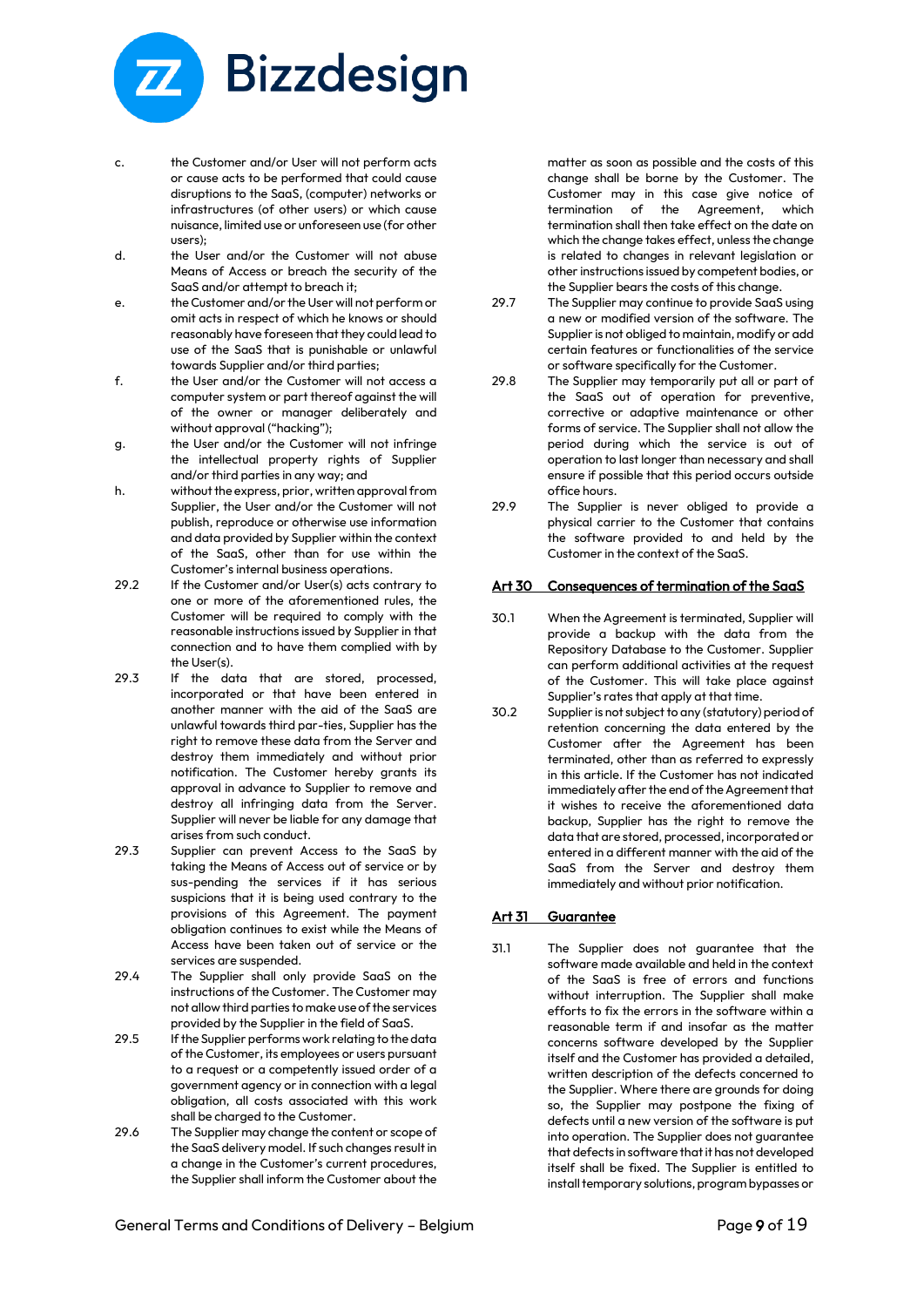c. the Customer and/or User will not perform acts or cause acts to be performed that could cause disruptions to the SaaS, (computer) networks or infrastructures (of other users) or which cause nuisance, limited use or unforeseen use (for other users);

d. the User and/or the Customer will not abuse Means of Access or breach the security of the SaaS and/or attempt to breach it;

e. the Customer and/or the User will not perform or omit acts in respect of which he knows or should reasonably have foreseen that they could lead to use of the SaaS that is punishable or unlawful towards Supplier and/or third parties;

f. the User and/or the Customer will not access a computer system or part thereof against the will of the owner or manager deliberately and without approval ("hacking");

g. the User and/or the Customer will not infringe the intellectual property rights of Supplier and/or third parties in any way; and

h. without the express, prior, written approval from Supplier, the User and/or the Customer will not publish, reproduce or otherwise use information and data provided by Supplier within the context of the SaaS, other than for use within the Customer's internal business operations.

29.2 If the Customer and/or User(s) acts contrary to one or more of the aforementioned rules, the Customer will be required to comply with the reasonable instructions issued by Supplier in that connection and to have them complied with by the User(s).

29.3 If the data that are stored, processed, incorporated or that have been entered in another manner with the aid of the SaaS are unlawful towards third par-ties, Supplier has the right to remove these data from the Server and destroy them immediately and without prior notification. The Customer hereby grants its approval in advance to Supplier to remove and destroy all infringing data from the Server. Supplier will never be liable for any damage that arises from such conduct.

29.3 Supplier can prevent Access to the SaaS by taking the Means of Access out of service or by sus-pending the services if it has serious suspicions that it is being used contrary to the provisions of this Agreement. The payment obligation continues to exist while the Means of Access have been taken out of service or the services are suspended.

29.4 The Supplier shall only provide SaaS on the instructions of the Customer. The Customer may not allow third parties to make use of the services provided by the Supplier in the field of SaaS.

29.5 If the Supplier performs work relating to the data of the Customer, its employees or users pursuant to a request or a competently issued order of a government agency or in connection with a legal obligation, all costs associated with this work shall be charged to the Customer.

29.6 The Supplier may change the content or scope of the SaaS delivery model. If such changes result in a change in the Customer's current procedures, the Supplier shall inform the Customer about the matter as soon as possible and the costs of this change shall be borne by the Customer. The Customer may in this case give notice of termination of the Agreement, which termination shall then take effect on the date on which the change takes effect, unless the change is related to changes in relevant legislation or other instructions issued by competent bodies, or the Supplier bears the costs of this change.

29.7 The Supplier may continue to provide SaaS using a new or modified version of the software. The Supplier is not obliged to maintain, modify or add certain features or functionalities of the service or software specifically for the Customer.

29.8 The Supplier may temporarily put all or part of the SaaS out of operation for preventive, corrective or adaptive maintenance or other forms of service. The Supplier shall not allow the period during which the service is out of operation to last longer than necessary and shall ensure if possible that this period occurs outside office hours.

29.9 The Supplier is never obliged to provide a physical carrier to the Customer that contains the software provided to and held by the Customer in the context of the SaaS.

## Art 30 Consequences of termination of the SaaS

30.1 When the Agreement is terminated, Supplier will provide a backup with the data from the Repository Database to the Customer. Supplier can perform additional activities at the request of the Customer. This will take place against Supplier's rates that apply at that time.

30.2 Supplier is not subject to any (statutory) period of retention concerning the data entered by the Customer after the Agreement has been terminated, other than as referred to expressly in this article. If the Customer has not indicated immediately after the end of the Agreement that it wishes to receive the aforementioned data backup, Supplier has the right to remove the data that are stored, processed, incorporated or entered in a different manner with the aid of the SaaS from the Server and destroy them immediately and without prior notification.

## Art 31 Guarantee

31.1 The Supplier does not guarantee that the software made available and held in the context of the SaaS is free of errors and functions without interruption. The Supplier shall make efforts to fix the errors in the software within a reasonable term if and insofar as the matter concerns software developed by the Supplier itself and the Customer has provided a detailed, written description of the defects concerned to the Supplier. Where there are grounds for doing so, the Supplier may postpone the fixing of defects until a new version of the software is put into operation. The Supplier does not guarantee that defects in software that it has not developed itself shall be fixed. The Supplier is entitled to install temporary solutions, program bypasses or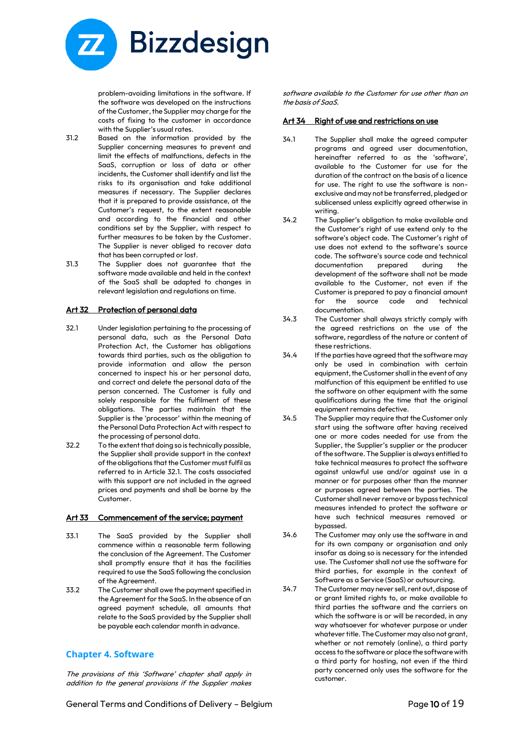problem-avoiding limitations in the software. If the software was developed on the instructions of the Customer, the Supplier may charge for the costs of fixing to the customer in accordance with the Supplier's usual rates.

31.2 Based on the information provided by the Supplier concerning measures to prevent and limit the effects of malfunctions, defects in the SaaS, corruption or loss of data or other incidents, the Customer shall identify and list the risks to its organisation and take additional measures if necessary. The Supplier declares that it is prepared to provide assistance, at the Customer's request, to the extent reasonable and according to the financial and other conditions set by the Supplier, with respect to further measures to be taken by the Customer. The Supplier is never obliged to recover data that has been corrupted or lost.

31.3 The Supplier does not guarantee that the software made available and held in the context of the SaaS shall be adapted to changes in relevant legislation and regulations on time.

## Art 32 Protection of personal data

32.1 Under legislation pertaining to the processing of personal data, such as the Personal Data Protection Act, the Customer has obligations towards third parties, such as the obligation to provide information and allow the person concerned to inspect his or her personal data, and correct and delete the personal data of the person concerned. The Customer is fully and solely responsible for the fulfilment of these obligations. The parties maintain that the Supplier is the 'processor' within the meaning of the Personal Data Protection Act with respect to the processing of personal data.

32.2 To the extent that doing so is technically possible, the Supplier shall provide support in the context of the obligations that the Customer must fulfil as referred to in Article 32.1. The costs associated with this support are not included in the agreed prices and payments and shall be borne by the Customer.

## Art 33 Commencement of the service; payment

33.1 The SaaS provided by the Supplier shall commence within a reasonable term following the conclusion of the Agreement. The Customer shall promptly ensure that it has the facilities required to use the SaaS following the conclusion of the Agreement.

33.2 The Customer shall owe the payment specified in the Agreement for the SaaS. In the absence of an agreed payment schedule, all amounts that relate to the SaaS provided by the Supplier shall be payable each calendar month in advance.

# Chapter 4. Software

*The provisions of this 'Software' chapter shall apply in addition to the general provisions if the Supplier makes software available to the Customer for use other than on the basis of SaaS.*

## Art 34 Right of use and restrictions on use

34.1 The Supplier shall make the agreed computer programs and agreed user documentation, hereinafter referred to as the 'software', available to the Customer for use for the duration of the contract on the basis of a licence for use. The right to use the software is non-exclusive and may not be transferred, pledged or sublicensed unless explicitly agreed otherwise in writing.

34.2 The Supplier's obligation to make available and the Customer's right of use extend only to the software's object code. The Customer's right of use does not extend to the software's source code. The software's source code and technical documentation prepared during the development of the software shall not be made available to the Customer, not even if the Customer is prepared to pay a financial amount for the source code and technical documentation.

34.3 The Customer shall always strictly comply with the agreed restrictions on the use of the software, regardless of the nature or content of these restrictions.

34.4 If the parties have agreed that the software may only be used in combination with certain equipment, the Customer shall in the event of any malfunction of this equipment be entitled to use the software on other equipment with the same qualifications during the time that the original equipment remains defective.

34.5 The Supplier may require that the Customer only start using the software after having received one or more codes needed for use from the Supplier, the Supplier's supplier or the producer of the software. The Supplier is always entitled to take technical measures to protect the software against unlawful use and/or against use in a manner or for purposes other than the manner or purposes agreed between the parties. The Customer shall never remove or bypass technical measures intended to protect the software or have such technical measures removed or bypassed.

34.6 The Customer may only use the software in and for its own company or organisation and only insofar as doing so is necessary for the intended use. The Customer shall not use the software for third parties, for example in the context of Software as a Service (SaaS) or outsourcing.

34.7 The Customer may never sell, rent out, dispose of or grant limited rights to, or make available to third parties the software and the carriers on which the software is or will be recorded, in any way whatsoever for whatever purpose or under whatever title. The Customer may also not grant, whether or not remotely (online), a third party access to the software or place the software with a third party for hosting, not even if the third party concerned only uses the software for the customer.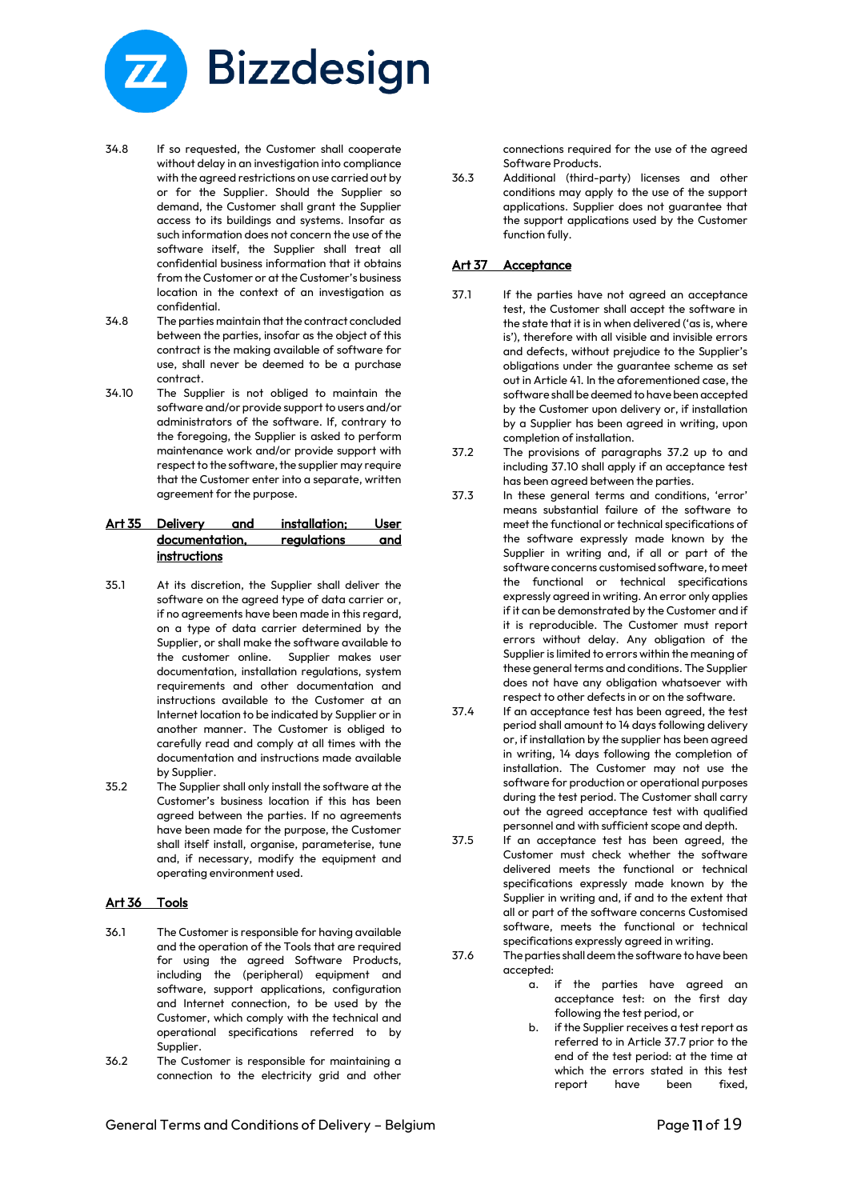34.8 If so requested, the Customer shall cooperate without delay in an investigation into compliance with the agreed restrictions on use carried out by or for the Supplier. Should the Supplier so demand, the Customer shall grant the Supplier access to its buildings and systems. Insofar as such information does not concern the use of the software itself, the Supplier shall treat all confidential business information that it obtains from the Customer or at the Customer's business location in the context of an investigation as confidential.

34.8 The parties maintain that the contract concluded between the parties, insofar as the object of this contract is the making available of software for use, shall never be deemed to be a purchase contract.

34.10 The Supplier is not obliged to maintain the software and/or provide support to users and/or administrators of the software. If, contrary to the foregoing, the Supplier is asked to perform maintenance work and/or provide support with respect to the software, the supplier may require that the Customer enter into a separate, written agreement for the purpose.

## Art 35 Delivery and installation; User documentation, regulations and instructions

35.1 At its discretion, the Supplier shall deliver the software on the agreed type of data carrier or, if no agreements have been made in this regard, on a type of data carrier determined by the Supplier, or shall make the software available to the customer online. Supplier makes user documentation, installation regulations, system requirements and other documentation and instructions available to the Customer at an Internet location to be indicated by Supplier or in another manner. The Customer is obliged to carefully read and comply at all times with the documentation and instructions made available by Supplier.

35.2 The Supplier shall only install the software at the Customer's business location if this has been agreed between the parties. If no agreements have been made for the purpose, the Customer shall itself install, organise, parameterise, tune and, if necessary, modify the equipment and operating environment used.

## Art 36 Tools

36.1 The Customer is responsible for having available and the operation of the Tools that are required for using the agreed Software Products, including the (peripheral) equipment and software, support applications, configuration and Internet connection, to be used by the Customer, which comply with the technical and operational specifications referred to by Supplier.

36.2 The Customer is responsible for maintaining a connection to the electricity grid and other connections required for the use of the agreed Software Products.

36.3 Additional (third-party) licenses and other conditions may apply to the use of the support applications. Supplier does not guarantee that the support applications used by the Customer function fully.

## Art 37 Acceptance

37.1 If the parties have not agreed an acceptance test, the Customer shall accept the software in the state that it is in when delivered ('as is, where is'), therefore with all visible and invisible errors and defects, without prejudice to the Supplier's obligations under the guarantee scheme as set out in Article 41. In the aforementioned case, the software shall be deemed to have been accepted by the Customer upon delivery or, if installation by a Supplier has been agreed in writing, upon completion of installation.

37.2 The provisions of paragraphs 37.2 up to and including 37.10 shall apply if an acceptance test has been agreed between the parties.

37.3 In these general terms and conditions, 'error' means substantial failure of the software to meet the functional or technical specifications of the software expressly made known by the Supplier in writing and, if all or part of the software concerns customised software, to meet the functional or technical specifications expressly agreed in writing. An error only applies if it can be demonstrated by the Customer and if it is reproducible. The Customer must report errors without delay. Any obligation of the Supplier is limited to errors within the meaning of these general terms and conditions. The Supplier does not have any obligation whatsoever with respect to other defects in or on the software.

37.4 If an acceptance test has been agreed, the test period shall amount to 14 days following delivery or, if installation by the supplier has been agreed in writing, 14 days following the completion of installation. The Customer may not use the software for production or operational purposes during the test period. The Customer shall carry out the agreed acceptance test with qualified personnel and with sufficient scope and depth.

37.5 If an acceptance test has been agreed, the Customer must check whether the software delivered meets the functional or technical specifications expressly made known by the Supplier in writing and, if and to the extent that all or part of the software concerns Customised software, meets the functional or technical specifications expressly agreed in writing.

37.6 The parties shall deem the software to have been accepted:

a. if the parties have agreed an acceptance test: on the first day following the test period, or

b. if the Supplier receives a test report as referred to in Article 37.7 prior to the end of the test period: at the time at which the errors stated in this test report have been fixed,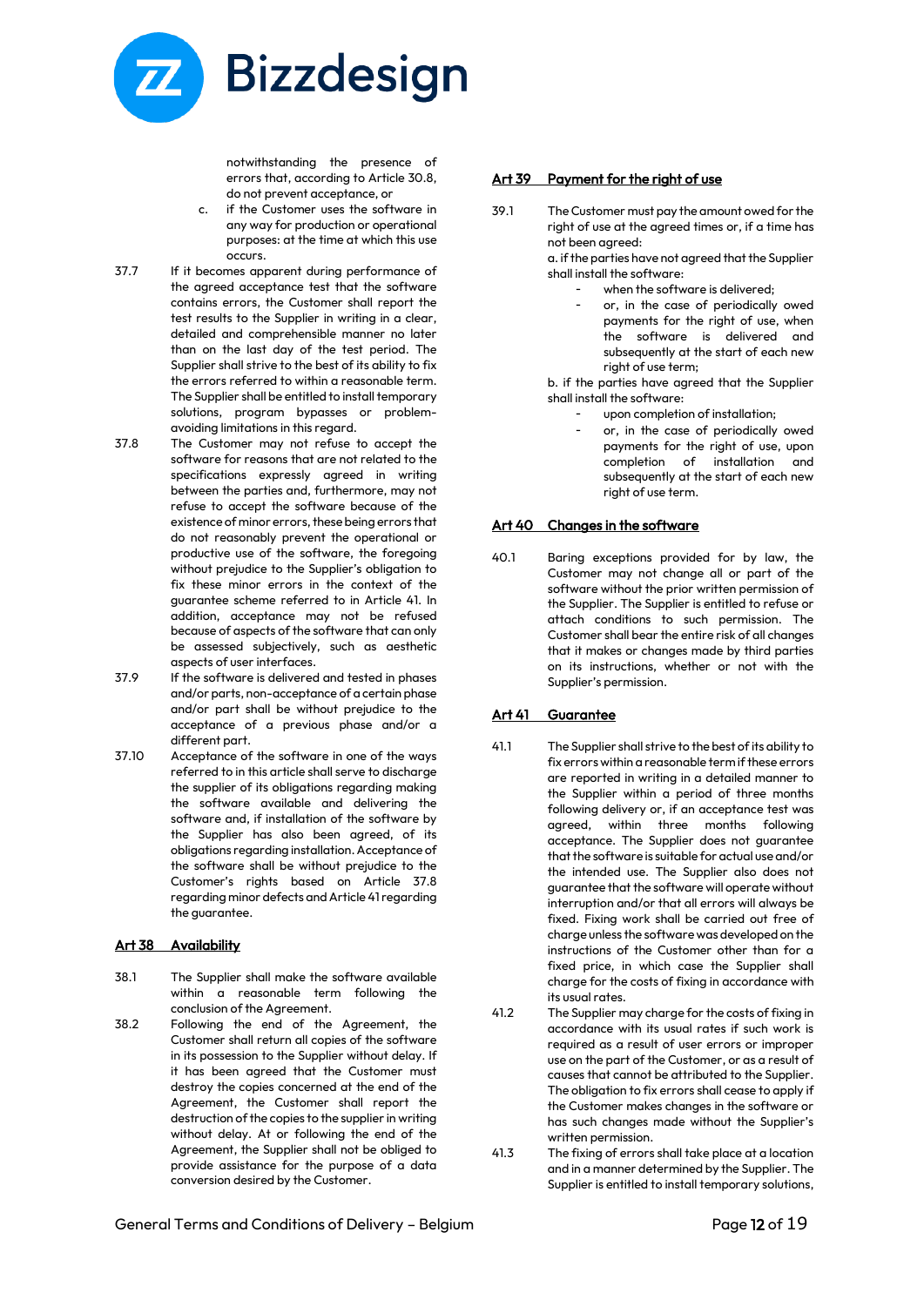notwithstanding the presence of errors that, according to Article 30.8, do not prevent acceptance, or

c. if the Customer uses the software in any way for production or operational purposes: at the time at which this use occurs.

37.7 If it becomes apparent during performance of the agreed acceptance test that the software contains errors, the Customer shall report the test results to the Supplier in writing in a clear, detailed and comprehensible manner no later than on the last day of the test period. The Supplier shall strive to the best of its ability to fix the errors referred to within a reasonable term. The Supplier shall be entitled to install temporary solutions, program bypasses or problem-avoiding limitations in this regard.

37.8 The Customer may not refuse to accept the software for reasons that are not related to the specifications expressly agreed in writing between the parties and, furthermore, may not refuse to accept the software because of the existence of minor errors, these being errors that do not reasonably prevent the operational or productive use of the software, the foregoing without prejudice to the Supplier's obligation to fix these minor errors in the context of the guarantee scheme referred to in Article 41. In addition, acceptance may not be refused because of aspects of the software that can only be assessed subjectively, such as aesthetic aspects of user interfaces.

37.9 If the software is delivered and tested in phases and/or parts, non-acceptance of a certain phase and/or part shall be without prejudice to the acceptance of a previous phase and/or a different part.

37.10 Acceptance of the software in one of the ways referred to in this article shall serve to discharge the supplier of its obligations regarding making the software available and delivering the software and, if installation of the software by the Supplier has also been agreed, of its obligations regarding installation. Acceptance of the software shall be without prejudice to the Customer's rights based on Article 37.8 regarding minor defects and Article 41 regarding the guarantee.

## Art 38 Availability

38.1 The Supplier shall make the software available within a reasonable term following the conclusion of the Agreement.

38.2 Following the end of the Agreement, the Customer shall return all copies of the software in its possession to the Supplier without delay. If it has been agreed that the Customer must destroy the copies concerned at the end of the Agreement, the Customer shall report the destruction of the copies to the supplier in writing without delay. At or following the end of the Agreement, the Supplier shall not be obliged to provide assistance for the purpose of a data conversion desired by the Customer.

## Art 39 Payment for the right of use

39.1 The Customer must pay the amount owed for the right of use at the agreed times or, if a time has not been agreed:

a. if the parties have not agreed that the Supplier shall install the software:

- when the software is delivered;
- or, in the case of periodically owed payments for the right of use, when the software is delivered and subsequently at the start of each new right of use term;

b. if the parties have agreed that the Supplier shall install the software:

- upon completion of installation;
- or, in the case of periodically owed payments for the right of use, upon completion of installation and subsequently at the start of each new right of use term.

## Art 40 Changes in the software

40.1 Baring exceptions provided for by law, the Customer may not change all or part of the software without the prior written permission of the Supplier. The Supplier is entitled to refuse or attach conditions to such permission. The Customer shall bear the entire risk of all changes that it makes or changes made by third parties on its instructions, whether or not with the Supplier's permission.

## Art 41 Guarantee

41.1 The Supplier shall strive to the best of its ability to fix errors within a reasonable term if these errors are reported in writing in a detailed manner to the Supplier within a period of three months following delivery or, if an acceptance test was agreed, within three months following acceptance. The Supplier does not guarantee that the software is suitable for actual use and/or the intended use. The Supplier also does not guarantee that the software will operate without interruption and/or that all errors will always be fixed. Fixing work shall be carried out free of charge unless the software was developed on the instructions of the Customer other than for a fixed price, in which case the Supplier shall charge for the costs of fixing in accordance with its usual rates.

41.2 The Supplier may charge for the costs of fixing in accordance with its usual rates if such work is required as a result of user errors or improper use on the part of the Customer, or as a result of causes that cannot be attributed to the Supplier. The obligation to fix errors shall cease to apply if the Customer makes changes in the software or has such changes made without the Supplier's written permission.

41.3 The fixing of errors shall take place at a location and in a manner determined by the Supplier. The Supplier is entitled to install temporary solutions,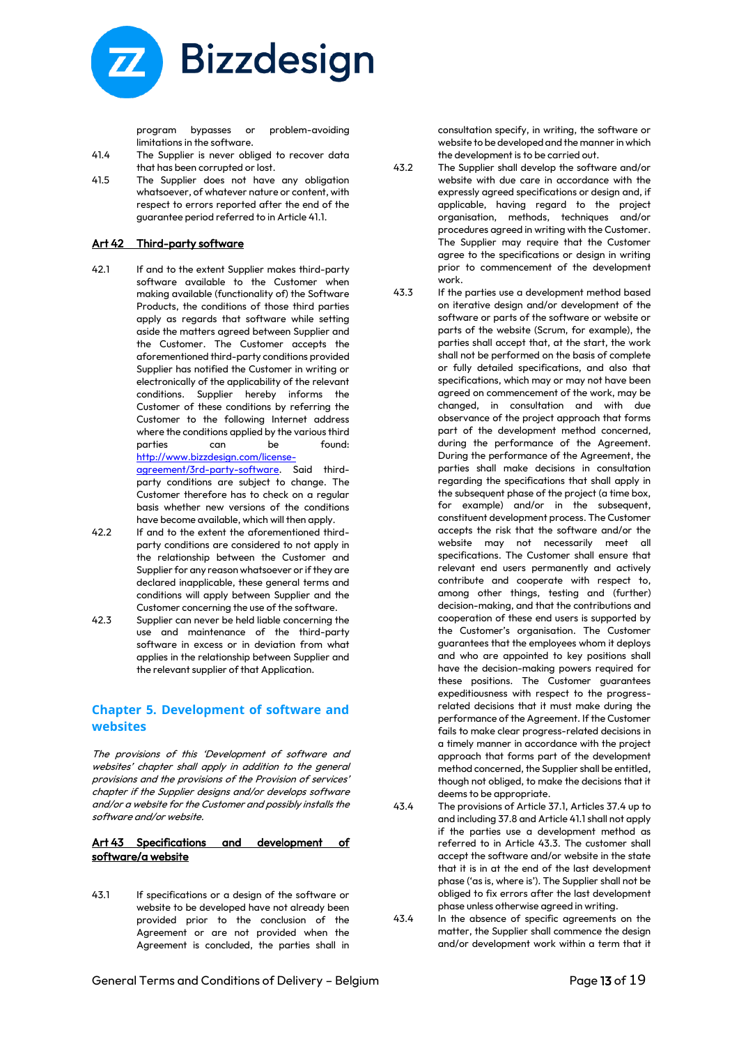program bypasses or problem-avoiding limitations in the software.

41.4 The Supplier is never obliged to recover data that has been corrupted or lost.

41.5 The Supplier does not have any obligation whatsoever, of whatever nature or content, with respect to errors reported after the end of the guarantee period referred to in Article 41.1.

## Art 42 Third-party software

42.1 If and to the extent Supplier makes third-party software available to the Customer when making available (functionality of) the Software Products, the conditions of those third parties apply as regards that software while setting aside the matters agreed between Supplier and the Customer. The Customer accepts the aforementioned third-party conditions provided Supplier has notified the Customer in writing or electronically of the applicability of the relevant conditions. Supplier hereby informs the Customer of these conditions by referring the Customer to the following Internet address where the conditions applied by the various third parties can be found: http://www.bizzdesign.com/license-agreement/3rd-party-software. Said third-party conditions are subject to change. The Customer therefore has to check on a regular basis whether new versions of the conditions have become available, which will then apply.

42.2 If and to the extent the aforementioned third-party conditions are considered to not apply in the relationship between the Customer and Supplier for any reason whatsoever or if they are declared inapplicable, these general terms and conditions will apply between Supplier and the Customer concerning the use of the software.

42.3 Supplier can never be held liable concerning the use and maintenance of the third-party software in excess or in deviation from what applies in the relationship between Supplier and the relevant supplier of that Application.

# Chapter 5. Development of software and websites

*The provisions of this 'Development of software and websites' chapter shall apply in addition to the general provisions and the provisions of the Provision of services' chapter if the Supplier designs and/or develops software and/or a website for the Customer and possibly installs the software and/or website.*

## Art 43 Specifications and development of software/a website

43.1 If specifications or a design of the software or website to be developed have not already been provided prior to the conclusion of the Agreement or are not provided when the Agreement is concluded, the parties shall in consultation specify, in writing, the software or website to be developed and the manner in which the development is to be carried out.

43.2 The Supplier shall develop the software and/or website with due care in accordance with the expressly agreed specifications or design and, if applicable, having regard to the project organisation, methods, techniques and/or procedures agreed in writing with the Customer. The Supplier may require that the Customer agree to the specifications or design in writing prior to commencement of the development work.

43.3 If the parties use a development method based on iterative design and/or development of the software or parts of the software or website or parts of the website (Scrum, for example), the parties shall accept that, at the start, the work shall not be performed on the basis of complete or fully detailed specifications, and also that specifications, which may or may not have been agreed on commencement of the work, may be changed, in consultation and with due observance of the project approach that forms part of the development method concerned, during the performance of the Agreement. During the performance of the Agreement, the parties shall make decisions in consultation regarding the specifications that shall apply in the subsequent phase of the project (a time box, for example) and/or in the subsequent, constituent development process. The Customer accepts the risk that the software and/or the website may not necessarily meet all specifications. The Customer shall ensure that relevant end users permanently and actively contribute and cooperate with respect to, among other things, testing and (further) decision-making, and that the contributions and cooperation of these end users is supported by the Customer's organisation. The Customer guarantees that the employees whom it deploys and who are appointed to key positions shall have the decision-making powers required for these positions. The Customer guarantees expeditiousness with respect to the progress-related decisions that it must make during the performance of the Agreement. If the Customer fails to make clear progress-related decisions in a timely manner in accordance with the project approach that forms part of the development method concerned, the Supplier shall be entitled, though not obliged, to make the decisions that it deems to be appropriate.

43.4 The provisions of Article 37.1, Articles 37.4 up to and including 37.8 and Article 41.1 shall not apply if the parties use a development method as referred to in Article 43.3. The customer shall accept the software and/or website in the state that it is in at the end of the last development phase ('as is, where is'). The Supplier shall not be obliged to fix errors after the last development phase unless otherwise agreed in writing.

43.4 In the absence of specific agreements on the matter, the Supplier shall commence the design and/or development work within a term that it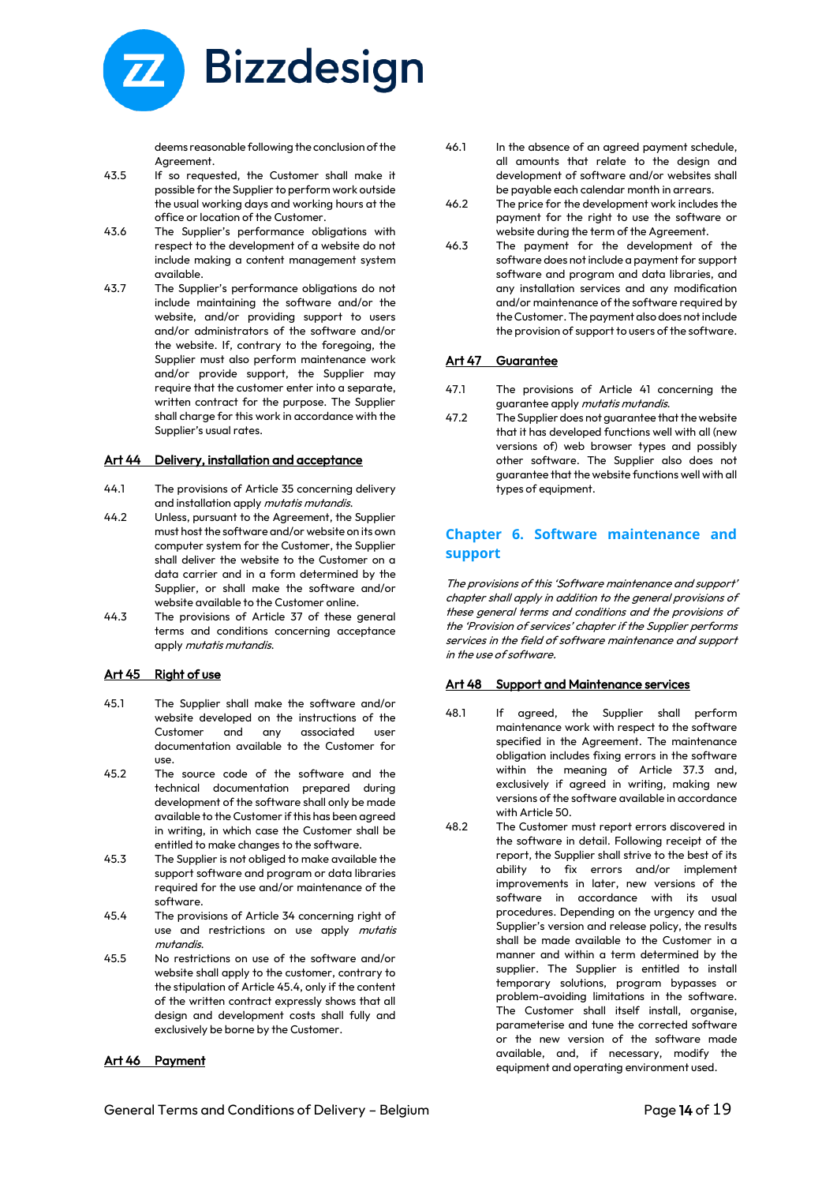deems reasonable following the conclusion of the Agreement.

43.5 If so requested, the Customer shall make it possible for the Supplier to perform work outside the usual working days and working hours at the office or location of the Customer.

43.6 The Supplier's performance obligations with respect to the development of a website do not include making a content management system available.

43.7 The Supplier's performance obligations do not include maintaining the software and/or the website, and/or providing support to users and/or administrators of the software and/or the website. If, contrary to the foregoing, the Supplier must also perform maintenance work and/or provide support, the Supplier may require that the customer enter into a separate, written contract for the purpose. The Supplier shall charge for this work in accordance with the Supplier's usual rates.

## Art 44 Delivery, installation and acceptance

44.1 The provisions of Article 35 concerning delivery and installation apply *mutatis mutandis*.

44.2 Unless, pursuant to the Agreement, the Supplier must host the software and/or website on its own computer system for the Customer, the Supplier shall deliver the website to the Customer on a data carrier and in a form determined by the Supplier, or shall make the software and/or website available to the Customer online.

44.3 The provisions of Article 37 of these general terms and conditions concerning acceptance apply *mutatis mutandis*.

## Art 45 Right of use

45.1 The Supplier shall make the software and/or website developed on the instructions of the Customer and any associated user documentation available to the Customer for use.

45.2 The source code of the software and the technical documentation prepared during development of the software shall only be made available to the Customer if this has been agreed in writing, in which case the Customer shall be entitled to make changes to the software.

45.3 The Supplier is not obliged to make available the support software and program or data libraries required for the use and/or maintenance of the software.

45.4 The provisions of Article 34 concerning right of use and restrictions on use apply *mutatis mutandis*.

45.5 No restrictions on use of the software and/or website shall apply to the customer, contrary to the stipulation of Article 45.4, only if the content of the written contract expressly shows that all design and development costs shall fully and exclusively be borne by the Customer.

## Art 46 Payment

46.1 In the absence of an agreed payment schedule, all amounts that relate to the design and development of software and/or websites shall be payable each calendar month in arrears.

46.2 The price for the development work includes the payment for the right to use the software or website during the term of the Agreement.

46.3 The payment for the development of the software does not include a payment for support software and program and data libraries, and any installation services and any modification and/or maintenance of the software required by the Customer. The payment also does not include the provision of support to users of the software.

## Art 47 Guarantee

47.1 The provisions of Article 41 concerning the guarantee apply *mutatis mutandis*.

47.2 The Supplier does not guarantee that the website that it has developed functions well with all (new versions of) web browser types and possibly other software. The Supplier also does not guarantee that the website functions well with all types of equipment.

# Chapter 6. Software maintenance and support

*The provisions of this 'Software maintenance and support' chapter shall apply in addition to the general provisions of these general terms and conditions and the provisions of the 'Provision of services' chapter if the Supplier performs services in the field of software maintenance and support in the use of software.*

## Art 48 Support and Maintenance services

48.1 If agreed, the Supplier shall perform maintenance work with respect to the software specified in the Agreement. The maintenance obligation includes fixing errors in the software within the meaning of Article 37.3 and, exclusively if agreed in writing, making new versions of the software available in accordance with Article 50.

48.2 The Customer must report errors discovered in the software in detail. Following receipt of the report, the Supplier shall strive to the best of its ability to fix errors and/or implement improvements in later, new versions of the software in accordance with its usual procedures. Depending on the urgency and the Supplier's version and release policy, the results shall be made available to the Customer in a manner and within a term determined by the supplier. The Supplier is entitled to install temporary solutions, program bypasses or problem-avoiding limitations in the software. The Customer shall itself install, organise, parameterise and tune the corrected software or the new version of the software made available, and, if necessary, modify the equipment and operating environment used.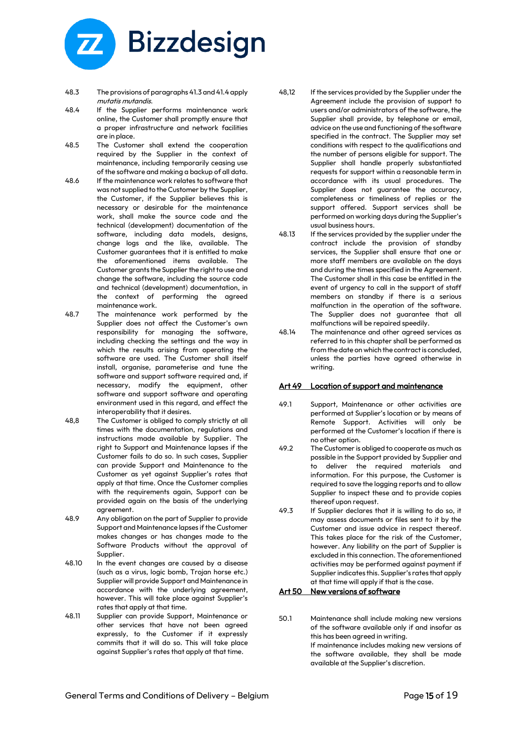48.3 The provisions of paragraphs 41.3 and 41.4 apply *mutatis mutandis*.

48.4 If the Supplier performs maintenance work online, the Customer shall promptly ensure that a proper infrastructure and network facilities are in place.

48.5 The Customer shall extend the cooperation required by the Supplier in the context of maintenance, including temporarily ceasing use of the software and making a backup of all data.

48.6 If the maintenance work relates to software that was not supplied to the Customer by the Supplier, the Customer, if the Supplier believes this is necessary or desirable for the maintenance work, shall make the source code and the technical (development) documentation of the software, including data models, designs, change logs and the like, available. The Customer guarantees that it is entitled to make the aforementioned items available. The Customer grants the Supplier the right to use and change the software, including the source code and technical (development) documentation, in the context of performing the agreed maintenance work.

48.7 The maintenance work performed by the Supplier does not affect the Customer's own responsibility for managing the software, including checking the settings and the way in which the results arising from operating the software are used. The Customer shall itself install, organise, parameterise and tune the software and support software required and, if necessary, modify the equipment, other software and support software and operating environment used in this regard, and effect the interoperability that it desires.

48,8 The Customer is obliged to comply strictly at all times with the documentation, regulations and instructions made available by Supplier. The right to Support and Maintenance lapses if the Customer fails to do so. In such cases, Supplier can provide Support and Maintenance to the Customer as yet against Supplier's rates that apply at that time. Once the Customer complies with the requirements again, Support can be provided again on the basis of the underlying agreement.

48.9 Any obligation on the part of Supplier to provide Support and Maintenance lapses if the Customer makes changes or has changes made to the Software Products without the approval of Supplier.

48.10 In the event changes are caused by a disease (such as a virus, logic bomb, Trojan horse etc.) Supplier will provide Support and Maintenance in accordance with the underlying agreement, however. This will take place against Supplier's rates that apply at that time.

48.11 Supplier can provide Support, Maintenance or other services that have not been agreed expressly, to the Customer if it expressly commits that it will do so. This will take place against Supplier's rates that apply at that time.

48,12 If the services provided by the Supplier under the Agreement include the provision of support to users and/or administrators of the software, the Supplier shall provide, by telephone or email, advice on the use and functioning of the software specified in the contract. The Supplier may set conditions with respect to the qualifications and the number of persons eligible for support. The Supplier shall handle properly substantiated requests for support within a reasonable term in accordance with its usual procedures. The Supplier does not guarantee the accuracy, completeness or timeliness of replies or the support offered. Support services shall be performed on working days during the Supplier's usual business hours.

48.13 If the services provided by the supplier under the contract include the provision of standby services, the Supplier shall ensure that one or more staff members are available on the days and during the times specified in the Agreement. The Customer shall in this case be entitled in the event of urgency to call in the support of staff members on standby if there is a serious malfunction in the operation of the software. The Supplier does not guarantee that all malfunctions will be repaired speedily.

48.14 The maintenance and other agreed services as referred to in this chapter shall be performed as from the date on which the contract is concluded, unless the parties have agreed otherwise in writing.

## Art 49 Location of support and maintenance

49.1 Support, Maintenance or other activities are performed at Supplier's location or by means of Remote Support. Activities will only be performed at the Customer's location if there is no other option.

49.2 The Customer is obliged to cooperate as much as possible in the Support provided by Supplier and to deliver the required materials and information. For this purpose, the Customer is required to save the logging reports and to allow Supplier to inspect these and to provide copies thereof upon request.

49.3 If Supplier declares that it is willing to do so, it may assess documents or files sent to it by the Customer and issue advice in respect thereof. This takes place for the risk of the Customer, however. Any liability on the part of Supplier is excluded in this connection. The aforementioned activities may be performed against payment if Supplier indicates this. Supplier's rates that apply at that time will apply if that is the case.

## Art 50 New versions of software

50.1 Maintenance shall include making new versions of the software available only if and insofar as this has been agreed in writing.
If maintenance includes making new versions of the software available, they shall be made available at the Supplier's discretion.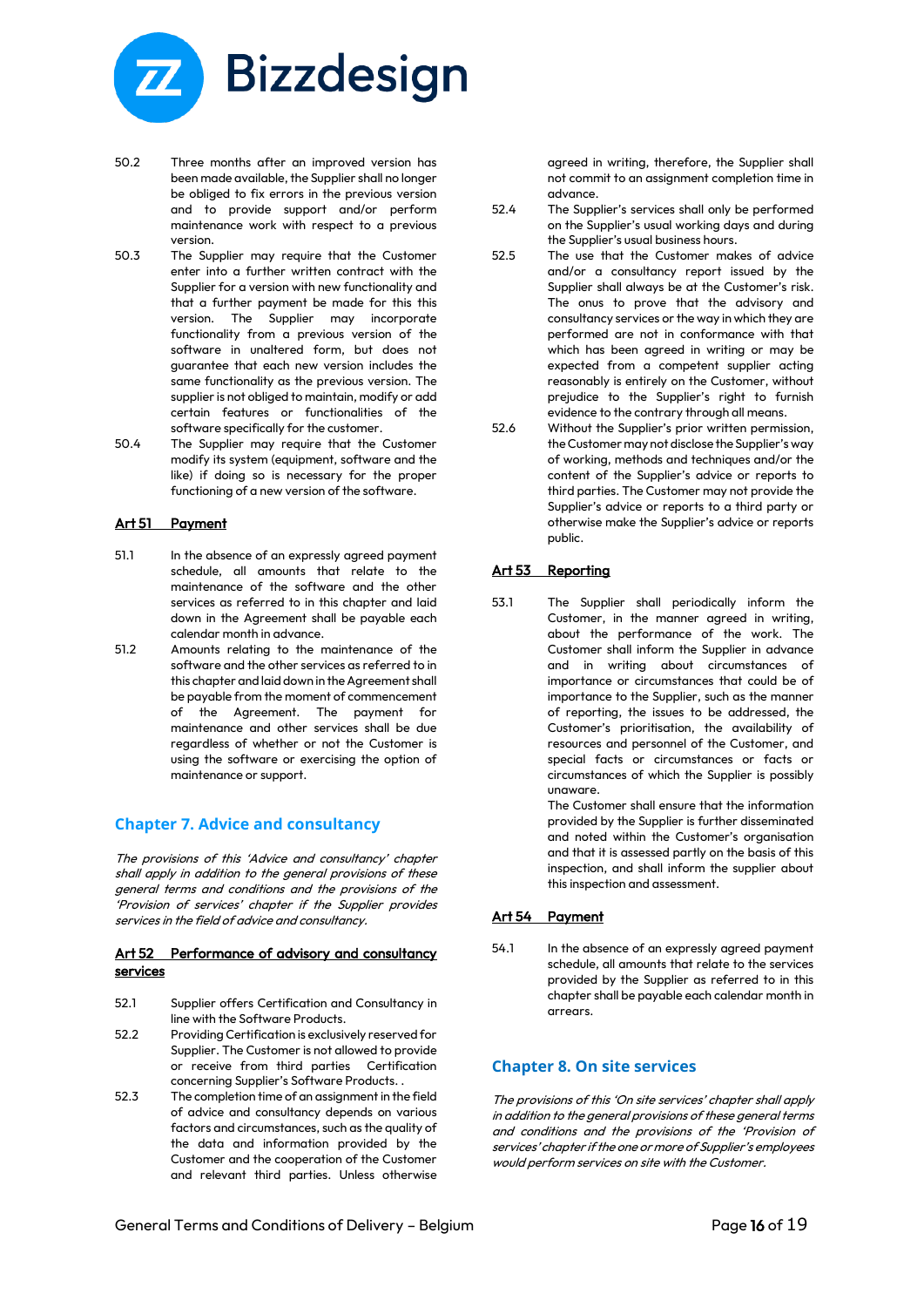50.2 Three months after an improved version has been made available, the Supplier shall no longer be obliged to fix errors in the previous version and to provide support and/or perform maintenance work with respect to a previous version.

50.3 The Supplier may require that the Customer enter into a further written contract with the Supplier for a version with new functionality and that a further payment be made for this this version. The Supplier may incorporate functionality from a previous version of the software in unaltered form, but does not guarantee that each new version includes the same functionality as the previous version. The supplier is not obliged to maintain, modify or add certain features or functionalities of the software specifically for the customer.

50.4 The Supplier may require that the Customer modify its system (equipment, software and the like) if doing so is necessary for the proper functioning of a new version of the software.

### Art 51 Payment

51.1 In the absence of an expressly agreed payment schedule, all amounts that relate to the maintenance of the software and the other services as referred to in this chapter and laid down in the Agreement shall be payable each calendar month in advance.

51.2 Amounts relating to the maintenance of the software and the other services as referred to in this chapter and laid down in the Agreement shall be payable from the moment of commencement of the Agreement. The payment for maintenance and other services shall be due regardless of whether or not the Customer is using the software or exercising the option of maintenance or support.

## Chapter 7. Advice and consultancy

*The provisions of this 'Advice and consultancy' chapter shall apply in addition to the general provisions of these general terms and conditions and the provisions of the 'Provision of services' chapter if the Supplier provides services in the field of advice and consultancy.*

### Art 52 Performance of advisory and consultancy services

52.1 Supplier offers Certification and Consultancy in line with the Software Products.

52.2 Providing Certification is exclusively reserved for Supplier. The Customer is not allowed to provide or receive from third parties Certification concerning Supplier's Software Products. .

52.3 The completion time of an assignment in the field of advice and consultancy depends on various factors and circumstances, such as the quality of the data and information provided by the Customer and the cooperation of the Customer and relevant third parties. Unless otherwise agreed in writing, therefore, the Supplier shall not commit to an assignment completion time in advance.

52.4 The Supplier's services shall only be performed on the Supplier's usual working days and during the Supplier's usual business hours.

52.5 The use that the Customer makes of advice and/or a consultancy report issued by the Supplier shall always be at the Customer's risk. The onus to prove that the advisory and consultancy services or the way in which they are performed are not in conformance with that which has been agreed in writing or may be expected from a competent supplier acting reasonably is entirely on the Customer, without prejudice to the Supplier's right to furnish evidence to the contrary through all means.

52.6 Without the Supplier's prior written permission, the Customer may not disclose the Supplier's way of working, methods and techniques and/or the content of the Supplier's advice or reports to third parties. The Customer may not provide the Supplier's advice or reports to a third party or otherwise make the Supplier's advice or reports public.

### Art 53 Reporting

53.1 The Supplier shall periodically inform the Customer, in the manner agreed in writing, about the performance of the work. The Customer shall inform the Supplier in advance and in writing about circumstances of importance or circumstances that could be of importance to the Supplier, such as the manner of reporting, the issues to be addressed, the Customer's prioritisation, the availability of resources and personnel of the Customer, and special facts or circumstances or facts or circumstances of which the Supplier is possibly unaware.
The Customer shall ensure that the information provided by the Supplier is further disseminated and noted within the Customer's organisation and that it is assessed partly on the basis of this inspection, and shall inform the supplier about this inspection and assessment.

### Art 54 Payment

54.1 In the absence of an expressly agreed payment schedule, all amounts that relate to the services provided by the Supplier as referred to in this chapter shall be payable each calendar month in arrears.

## Chapter 8. On site services

*The provisions of this 'On site services' chapter shall apply in addition to the general provisions of these general terms and conditions and the provisions of the 'Provision of services' chapter if the one or more of Supplier's employees would perform services on site with the Customer.*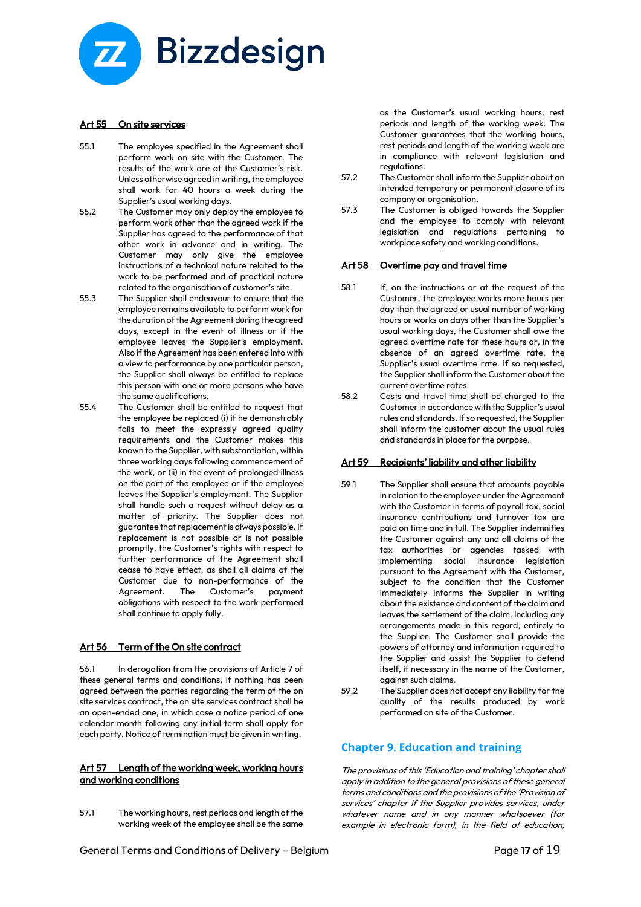## Art 55 On site services

55.1 The employee specified in the Agreement shall perform work on site with the Customer. The results of the work are at the Customer's risk. Unless otherwise agreed in writing, the employee shall work for 40 hours a week during the Supplier's usual working days.

55.2 The Customer may only deploy the employee to perform work other than the agreed work if the Supplier has agreed to the performance of that other work in advance and in writing. The Customer may only give the employee instructions of a technical nature related to the work to be performed and of practical nature related to the organisation of customer's site.

55.3 The Supplier shall endeavour to ensure that the employee remains available to perform work for the duration of the Agreement during the agreed days, except in the event of illness or if the employee leaves the Supplier's employment. Also if the Agreement has been entered into with a view to performance by one particular person, the Supplier shall always be entitled to replace this person with one or more persons who have the same qualifications.

55.4 The Customer shall be entitled to request that the employee be replaced (i) if he demonstrably fails to meet the expressly agreed quality requirements and the Customer makes this known to the Supplier, with substantiation, within three working days following commencement of the work, or (ii) in the event of prolonged illness on the part of the employee or if the employee leaves the Supplier's employment. The Supplier shall handle such a request without delay as a matter of priority. The Supplier does not guarantee that replacement is always possible. If replacement is not possible or is not possible promptly, the Customer's rights with respect to further performance of the Agreement shall cease to have effect, as shall all claims of the Customer due to non-performance of the Agreement. The Customer's payment obligations with respect to the work performed shall continue to apply fully.

## Art 56 Term of the On site contract

56.1 In derogation from the provisions of Article 7 of these general terms and conditions, if nothing has been agreed between the parties regarding the term of the on site services contract, the on site services contract shall be an open-ended one, in which case a notice period of one calendar month following any initial term shall apply for each party. Notice of termination must be given in writing.

## Art 57 Length of the working week, working hours and working conditions

57.1 The working hours, rest periods and length of the working week of the employee shall be the same as the Customer's usual working hours, rest periods and length of the working week. The Customer guarantees that the working hours, rest periods and length of the working week are in compliance with relevant legislation and regulations.

57.2 The Customer shall inform the Supplier about an intended temporary or permanent closure of its company or organisation.

57.3 The Customer is obliged towards the Supplier and the employee to comply with relevant legislation and regulations pertaining to workplace safety and working conditions.

## Art 58 Overtime pay and travel time

58.1 If, on the instructions or at the request of the Customer, the employee works more hours per day than the agreed or usual number of working hours or works on days other than the Supplier's usual working days, the Customer shall owe the agreed overtime rate for these hours or, in the absence of an agreed overtime rate, the Supplier's usual overtime rate. If so requested, the Supplier shall inform the Customer about the current overtime rates.

58.2 Costs and travel time shall be charged to the Customer in accordance with the Supplier's usual rules and standards. If so requested, the Supplier shall inform the customer about the usual rules and standards in place for the purpose.

## Art 59 Recipients' liability and other liability

59.1 The Supplier shall ensure that amounts payable in relation to the employee under the Agreement with the Customer in terms of payroll tax, social insurance contributions and turnover tax are paid on time and in full. The Supplier indemnifies the Customer against any and all claims of the tax authorities or agencies tasked with implementing social insurance legislation pursuant to the Agreement with the Customer, subject to the condition that the Customer immediately informs the Supplier in writing about the existence and content of the claim and leaves the settlement of the claim, including any arrangements made in this regard, entirely to the Supplier. The Customer shall provide the powers of attorney and information required to the Supplier and assist the Supplier to defend itself, if necessary in the name of the Customer, against such claims.

59.2 The Supplier does not accept any liability for the quality of the results produced by work performed on site of the Customer.

# Chapter 9. Education and training

*The provisions of this 'Education and training' chapter shall apply in addition to the general provisions of these general terms and conditions and the provisions of the 'Provision of services' chapter if the Supplier provides services, under whatever name and in any manner whatsoever (for example in electronic form), in the field of education,*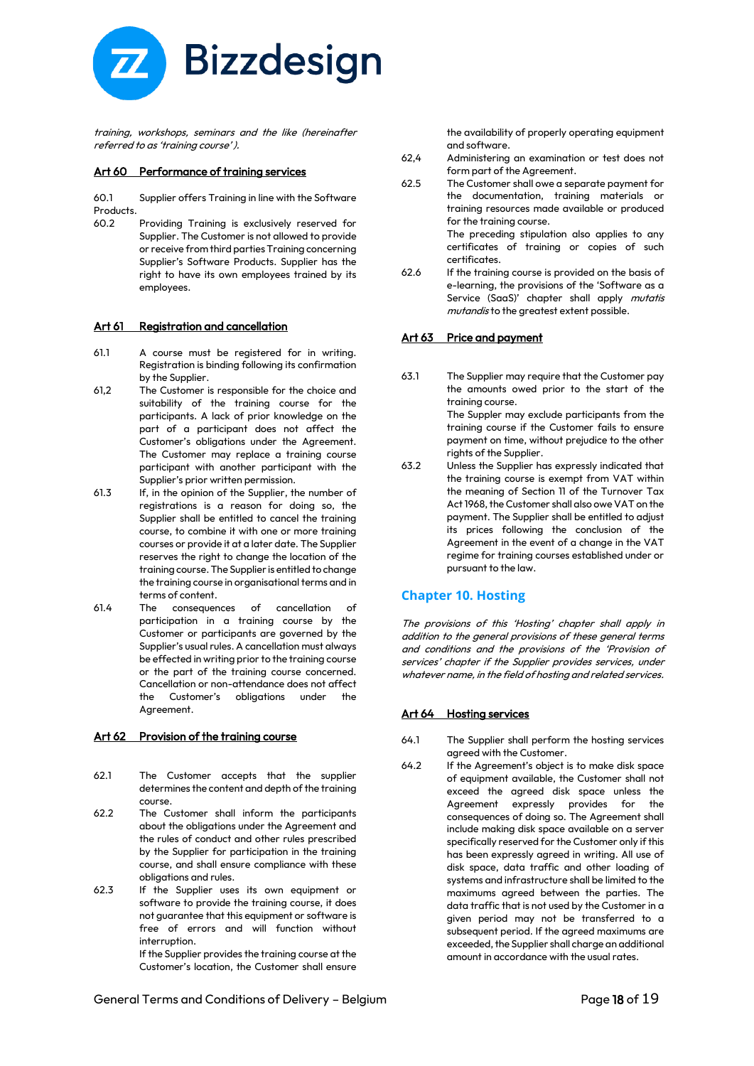*training, workshops, seminars and the like (hereinafter referred to as 'training course').*

## Art 60 Performance of training services

60.1 Supplier offers Training in line with the Software Products.

60.2 Providing Training is exclusively reserved for Supplier. The Customer is not allowed to provide or receive from third parties Training concerning Supplier's Software Products. Supplier has the right to have its own employees trained by its employees.

## Art 61 Registration and cancellation

61.1 A course must be registered for in writing. Registration is binding following its confirmation by the Supplier.

61,2 The Customer is responsible for the choice and suitability of the training course for the participants. A lack of prior knowledge on the part of a participant does not affect the Customer's obligations under the Agreement. The Customer may replace a training course participant with another participant with the Supplier's prior written permission.

61.3 If, in the opinion of the Supplier, the number of registrations is a reason for doing so, the Supplier shall be entitled to cancel the training course, to combine it with one or more training courses or provide it at a later date. The Supplier reserves the right to change the location of the training course. The Supplier is entitled to change the training course in organisational terms and in terms of content.

61.4 The consequences of cancellation of participation in a training course by the Customer or participants are governed by the Supplier's usual rules. A cancellation must always be effected in writing prior to the training course or the part of the training course concerned. Cancellation or non-attendance does not affect the Customer's obligations under the Agreement.

## Art 62 Provision of the training course

62.1 The Customer accepts that the supplier determines the content and depth of the training course.

62.2 The Customer shall inform the participants about the obligations under the Agreement and the rules of conduct and other rules prescribed by the Supplier for participation in the training course, and shall ensure compliance with these obligations and rules.

62.3 If the Supplier uses its own equipment or software to provide the training course, it does not guarantee that this equipment or software is free of errors and will function without interruption.
If the Supplier provides the training course at the Customer's location, the Customer shall ensure the availability of properly operating equipment and software.

62,4 Administering an examination or test does not form part of the Agreement.

62.5 The Customer shall owe a separate payment for the documentation, training materials or training resources made available or produced for the training course.
The preceding stipulation also applies to any certificates of training or copies of such certificates.

62.6 If the training course is provided on the basis of e-learning, the provisions of the 'Software as a Service (SaaS)' chapter shall apply *mutatis mutandis* to the greatest extent possible.

## Art 63 Price and payment

63.1 The Supplier may require that the Customer pay the amounts owed prior to the start of the training course.
The Suppler may exclude participants from the training course if the Customer fails to ensure payment on time, without prejudice to the other rights of the Supplier.

63.2 Unless the Supplier has expressly indicated that the training course is exempt from VAT within the meaning of Section 11 of the Turnover Tax Act 1968, the Customer shall also owe VAT on the payment. The Supplier shall be entitled to adjust its prices following the conclusion of the Agreement in the event of a change in the VAT regime for training courses established under or pursuant to the law.

# Chapter 10. Hosting

*The provisions of this 'Hosting' chapter shall apply in addition to the general provisions of these general terms and conditions and the provisions of the 'Provision of services' chapter if the Supplier provides services, under whatever name, in the field of hosting and related services.*

## Art 64 Hosting services

64.1 The Supplier shall perform the hosting services agreed with the Customer.

64.2 If the Agreement's object is to make disk space of equipment available, the Customer shall not exceed the agreed disk space unless the Agreement expressly provides for the consequences of doing so. The Agreement shall include making disk space available on a server specifically reserved for the Customer only if this has been expressly agreed in writing. All use of disk space, data traffic and other loading of systems and infrastructure shall be limited to the maximums agreed between the parties. The data traffic that is not used by the Customer in a given period may not be transferred to a subsequent period. If the agreed maximums are exceeded, the Supplier shall charge an additional amount in accordance with the usual rates.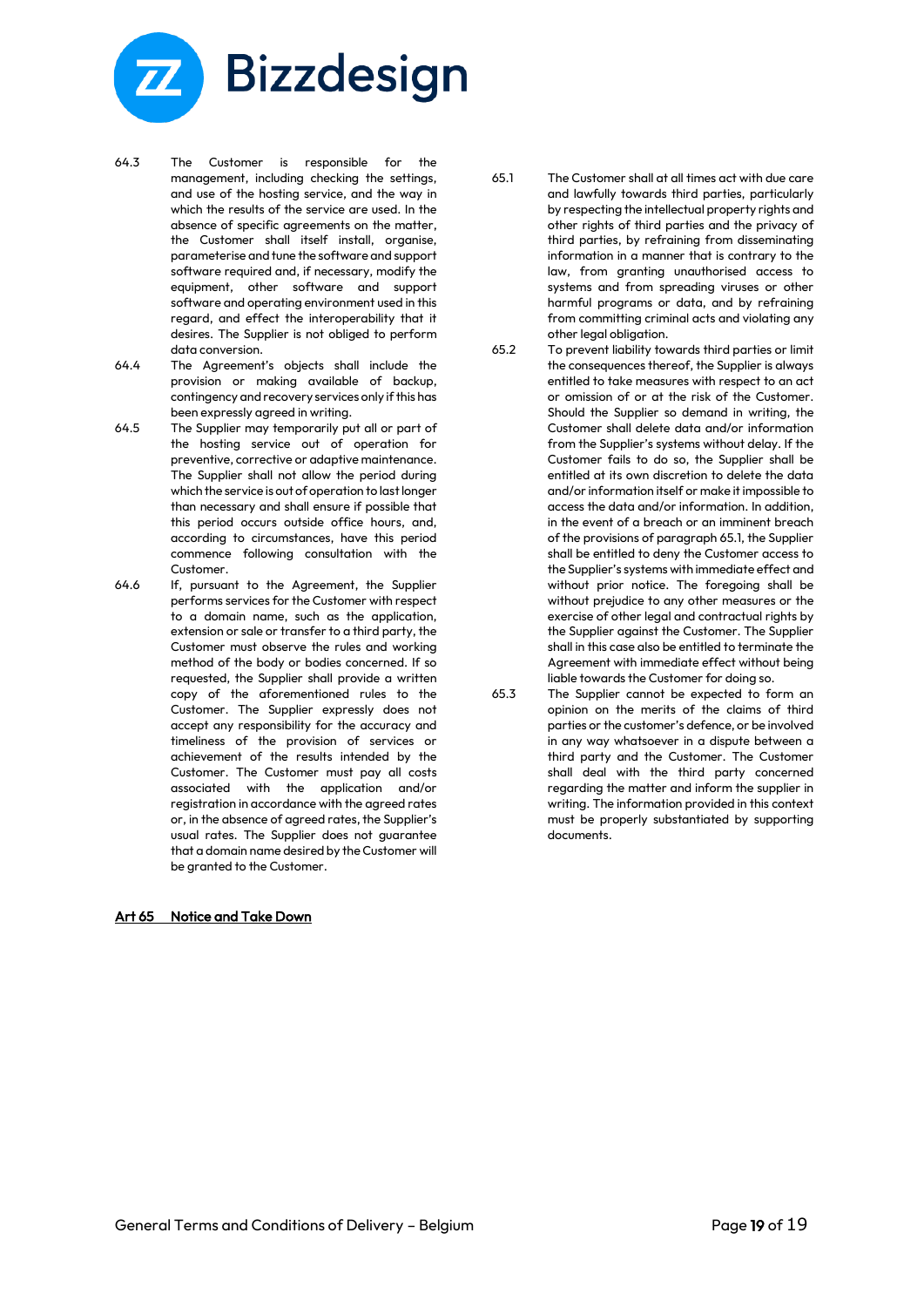64.3 The Customer is responsible for the management, including checking the settings, and use of the hosting service, and the way in which the results of the service are used. In the absence of specific agreements on the matter, the Customer shall itself install, organise, parameterise and tune the software and support software required and, if necessary, modify the equipment, other software and support software and operating environment used in this regard, and effect the interoperability that it desires. The Supplier is not obliged to perform data conversion.

64.4 The Agreement's objects shall include the provision or making available of backup, contingency and recovery services only if this has been expressly agreed in writing.

64.5 The Supplier may temporarily put all or part of the hosting service out of operation for preventive, corrective or adaptive maintenance. The Supplier shall not allow the period during which the service is out of operation to last longer than necessary and shall ensure if possible that this period occurs outside office hours, and, according to circumstances, have this period commence following consultation with the Customer.

64.6 If, pursuant to the Agreement, the Supplier performs services for the Customer with respect to a domain name, such as the application, extension or sale or transfer to a third party, the Customer must observe the rules and working method of the body or bodies concerned. If so requested, the Supplier shall provide a written copy of the aforementioned rules to the Customer. The Supplier expressly does not accept any responsibility for the accuracy and timeliness of the provision of services or achievement of the results intended by the Customer. The Customer must pay all costs associated with the application and/or registration in accordance with the agreed rates or, in the absence of agreed rates, the Supplier's usual rates. The Supplier does not guarantee that a domain name desired by the Customer will be granted to the Customer.

## Art 65 Notice and Take Down

65.1 The Customer shall at all times act with due care and lawfully towards third parties, particularly by respecting the intellectual property rights and other rights of third parties and the privacy of third parties, by refraining from disseminating information in a manner that is contrary to the law, from granting unauthorised access to systems and from spreading viruses or other harmful programs or data, and by refraining from committing criminal acts and violating any other legal obligation.

65.2 To prevent liability towards third parties or limit the consequences thereof, the Supplier is always entitled to take measures with respect to an act or omission of or at the risk of the Customer. Should the Supplier so demand in writing, the Customer shall delete data and/or information from the Supplier's systems without delay. If the Customer fails to do so, the Supplier shall be entitled at its own discretion to delete the data and/or information itself or make it impossible to access the data and/or information. In addition, in the event of a breach or an imminent breach of the provisions of paragraph 65.1, the Supplier shall be entitled to deny the Customer access to the Supplier's systems with immediate effect and without prior notice. The foregoing shall be without prejudice to any other measures or the exercise of other legal and contractual rights by the Supplier against the Customer. The Supplier shall in this case also be entitled to terminate the Agreement with immediate effect without being liable towards the Customer for doing so.

65.3 The Supplier cannot be expected to form an opinion on the merits of the claims of third parties or the customer's defence, or be involved in any way whatsoever in a dispute between a third party and the Customer. The Customer shall deal with the third party concerned regarding the matter and inform the supplier in writing. The information provided in this context must be properly substantiated by supporting documents.